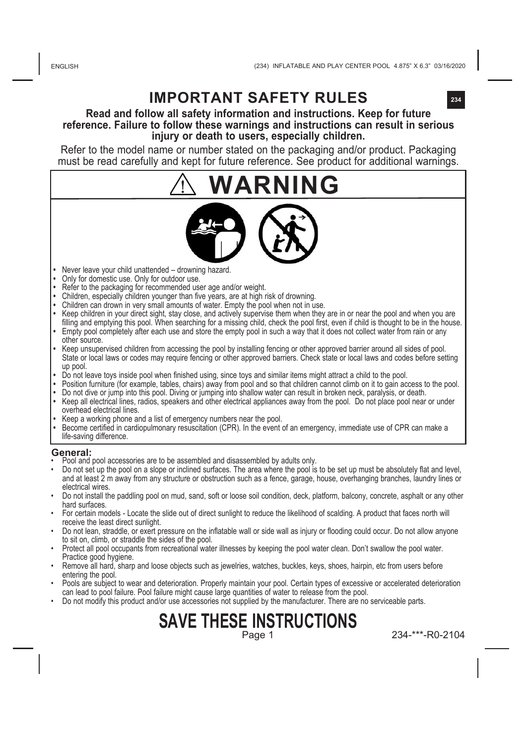# IMPORTANT SAFETY RULES

**Read and follow all safety information and instructions. Keep for future reference. Failure to follow these warnings and instructions can result in serious injury or death to users, especially children.**

Refer to the model name or number stated on the packaging and/or product. Packaging must be read carefully and kept for future reference. See product for additional warnings.

## ⚠ WARNING

- Never leave your child unattended – drowning hazard.
- Only for domestic use. Only for outdoor use.
- Refer to the packaging for recommended user age and/or weight.
- Children, especially children younger than five years, are at high risk of drowning.
- Children can drown in very small amounts of water. Empty the pool when not in use.
- Keep children in your direct sight, stay close, and actively supervise them when they are in or near the pool and when you are filling and emptying this pool. When searching for a missing child, check the pool first, even if child is thought to be in the house.
- Empty pool completely after each use and store the empty pool in such a way that it does not collect water from rain or any other source.
- Keep unsupervised children from accessing the pool by installing fencing or other approved barrier around all sides of pool. State or local laws or codes may require fencing or other approved barriers. Check state or local laws and codes before setting up pool.
- Do not leave toys inside pool when finished using, since toys and similar items might attract a child to the pool.
- Position furniture (for example, tables, chairs) away from pool and so that children cannot climb on it to gain access to the pool.
- Do not dive or jump into this pool. Diving or jumping into shallow water can result in broken neck, paralysis, or death.
- Keep all electrical lines, radios, speakers and other electrical appliances away from the pool. Do not place pool near or under overhead electrical lines.
- Keep a working phone and a list of emergency numbers near the pool.
- Become certified in cardiopulmonary resuscitation (CPR). In the event of an emergency, immediate use of CPR can make a life-saving difference.

### General:

- Pool and pool accessories are to be assembled and disassembled by adults only.
- Do not set up the pool on a slope or inclined surfaces. The area where the pool is to be set up must be absolutely flat and level, and at least 2 m away from any structure or obstruction such as a fence, garage, house, overhanging branches, laundry lines or electrical wires.
- Do not install the paddling pool on mud, sand, soft or loose soil condition, deck, platform, balcony, concrete, asphalt or any other hard surfaces.
- For certain models - Locate the slide out of direct sunlight to reduce the likelihood of scalding. A product that faces north will receive the least direct sunlight.
- Do not lean, straddle, or exert pressure on the inflatable wall or side wall as injury or flooding could occur. Do not allow anyone to sit on, climb, or straddle the sides of the pool.
- Protect all pool occupants from recreational water illnesses by keeping the pool water clean. Don't swallow the pool water. Practice good hygiene.
- Remove all hard, sharp and loose objects such as jewelries, watches, buckles, keys, shoes, hairpin, etc from users before entering the pool.
- Pools are subject to wear and deterioration. Properly maintain your pool. Certain types of excessive or accelerated deterioration can lead to pool failure. Pool failure might cause large quantities of water to release from the pool.
- Do not modify this product and/or use accessories not supplied by the manufacturer. There are no serviceable parts.

## SAVE THESE INSTRUCTIONS

234-***-R0-2104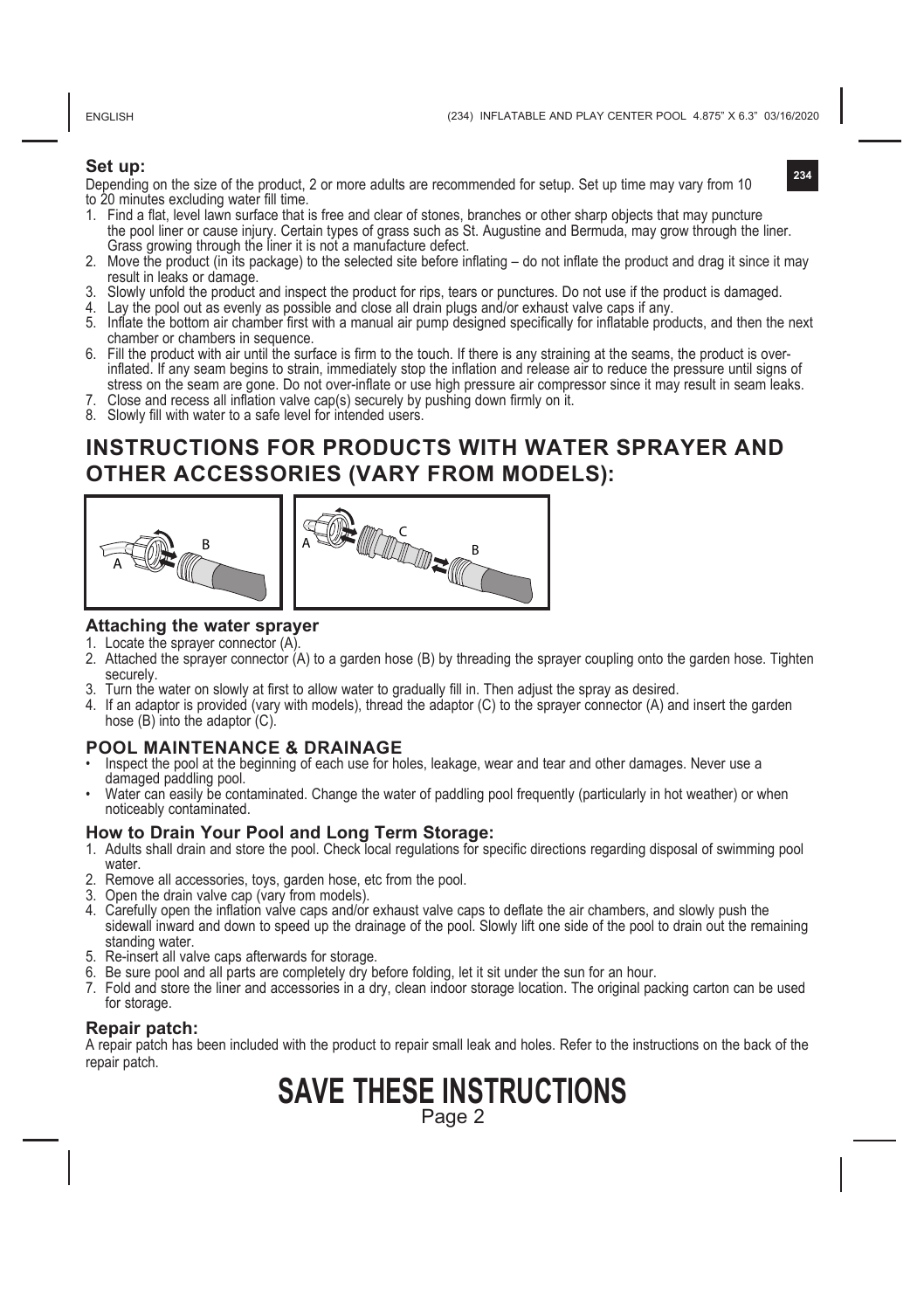## Set up:

Depending on the size of the product, 2 or more adults are recommended for setup. Set up time may vary from 10 to 20 minutes excluding water fill time.

1. Find a flat, level lawn surface that is free and clear of stones, branches or other sharp objects that may puncture the pool liner or cause injury. Certain types of grass such as St. Augustine and Bermuda, may grow through the liner. Grass growing through the liner it is not a manufacture defect.
2. Move the product (in its package) to the selected site before inflating – do not inflate the product and drag it since it may result in leaks or damage.
3. Slowly unfold the product and inspect the product for rips, tears or punctures. Do not use if the product is damaged.
4. Lay the pool out as evenly as possible and close all drain plugs and/or exhaust valve caps if any.
5. Inflate the bottom air chamber first with a manual air pump designed specifically for inflatable products, and then the next chamber or chambers in sequence.
6. Fill the product with air until the surface is firm to the touch. If there is any straining at the seams, the product is over-inflated. If any seam begins to strain, immediately stop the inflation and release air to reduce the pressure until signs of stress on the seam are gone. Do not over-inflate or use high pressure air compressor since it may result in seam leaks.
7. Close and recess all inflation valve cap(s) securely by pushing down firmly on it.
8. Slowly fill with water to a safe level for intended users.

# INSTRUCTIONS FOR PRODUCTS WITH WATER SPRAYER AND OTHER ACCESSORIES (VARY FROM MODELS):

A B

A C B

## Attaching the water sprayer

1. Locate the sprayer connector (A).
2. Attached the sprayer connector (A) to a garden hose (B) by threading the sprayer coupling onto the garden hose. Tighten securely.
3. Turn the water on slowly at first to allow water to gradually fill in. Then adjust the spray as desired.
4. If an adaptor is provided (vary with models), thread the adaptor (C) to the sprayer connector (A) and insert the garden hose (B) into the adaptor (C).

## POOL MAINTENANCE & DRAINAGE

- Inspect the pool at the beginning of each use for holes, leakage, wear and tear and other damages. Never use a damaged paddling pool.
- Water can easily be contaminated. Change the water of paddling pool frequently (particularly in hot weather) or when noticeably contaminated.

## How to Drain Your Pool and Long Term Storage:

1. Adults shall drain and store the pool. Check local regulations for specific directions regarding disposal of swimming pool water.
2. Remove all accessories, toys, garden hose, etc from the pool.
3. Open the drain valve cap (vary from models).
4. Carefully open the inflation valve caps and/or exhaust valve caps to deflate the air chambers, and slowly push the sidewall inward and down to speed up the drainage of the pool. Slowly lift one side of the pool to drain out the remaining standing water.
5. Re-insert all valve caps afterwards for storage.
6. Be sure pool and all parts are completely dry before folding, let it sit under the sun for an hour.
7. Fold and store the liner and accessories in a dry, clean indoor storage location. The original packing carton can be used for storage.

## Repair patch:

A repair patch has been included with the product to repair small leak and holes. Refer to the instructions on the back of the repair patch.

# SAVE THESE INSTRUCTIONS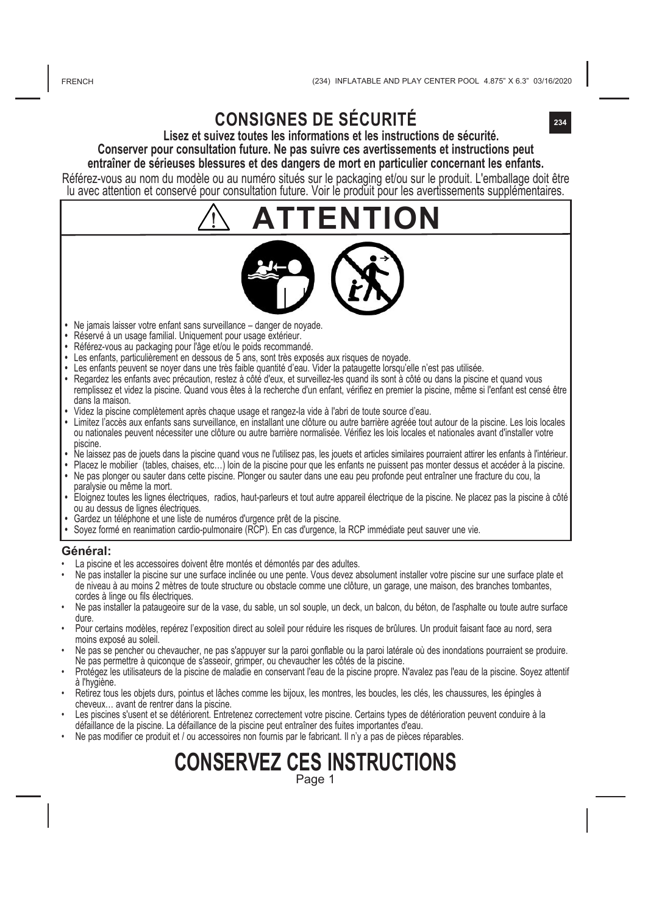# CONSIGNES DE SÉCURITÉ

**Lisez et suivez toutes les informations et les instructions de sécurité.**
**Conserver pour consultation future. Ne pas suivre ces avertissements et instructions peut entraîner de sérieuses blessures et des dangers de mort en particulier concernant les enfants.**

Référez-vous au nom du modèle ou au numéro situés sur le packaging et/ou sur le produit. L'emballage doit être lu avec attention et conservé pour consultation future. Voir le produit pour les avertissements supplémentaires.

## ⚠ ATTENTION

- Ne jamais laisser votre enfant sans surveillance – danger de noyade.
- Réservé à un usage familial. Uniquement pour usage extérieur.
- Référez-vous au packaging pour l'âge et/ou le poids recommandé.
- Les enfants, particulièrement en dessous de 5 ans, sont très exposés aux risques de noyade.
- Les enfants peuvent se noyer dans une très faible quantité d'eau. Vider la pataugette lorsqu'elle n'est pas utilisée.
- Regardez les enfants avec précaution, restez à côté d'eux, et surveillez-les quand ils sont à côté ou dans la piscine et quand vous remplissez et videz la piscine. Quand vous êtes à la recherche d'un enfant, vérifiez en premier la piscine, même si l'enfant est censé être dans la maison.
- Videz la piscine complètement après chaque usage et rangez-la vide à l'abri de toute source d'eau.
- Limitez l'accès aux enfants sans surveillance, en installant une clôture ou autre barrière agréée tout autour de la piscine. Les lois locales ou nationales peuvent nécessiter une clôture ou autre barrière normalisée. Vérifiez les lois locales et nationales avant d'installer votre piscine.
- Ne laissez pas de jouets dans la piscine quand vous ne l'utilisez pas, les jouets et articles similaires pourraient attirer les enfants à l'intérieur.
- Placez le mobilier (tables, chaises, etc…) loin de la piscine pour que les enfants ne puissent pas monter dessus et accéder à la piscine.
- Ne pas plonger ou sauter dans cette piscine. Plonger ou sauter dans une eau peu profonde peut entraîner une fracture du cou, la paralysie ou même la mort.
- Eloignez toutes les lignes électriques, radios, haut-parleurs et tout autre appareil électrique de la piscine. Ne placez pas la piscine à côté ou au dessus de lignes électriques.
- Gardez un téléphone et une liste de numéros d'urgence prêt de la piscine.
- Soyez formé en reanimation cardio-pulmonaire (RCP). En cas d'urgence, la RCP immédiate peut sauver une vie.

### Général:

- La piscine et les accessoires doivent être montés et démontés par des adultes.
- Ne pas installer la piscine sur une surface inclinée ou une pente. Vous devez absolument installer votre piscine sur une surface plate et de niveau à au moins 2 mètres de toute structure ou obstacle comme une clôture, un garage, une maison, des branches tombantes, cordes à linge ou fils électriques.
- Ne pas installer la pataugeoire sur de la vase, du sable, un sol souple, un deck, un balcon, du béton, de l'asphalte ou toute autre surface dure.
- Pour certains modèles, repérez l'exposition direct au soleil pour réduire les risques de brûlures. Un produit faisant face au nord, sera moins exposé au soleil.
- Ne pas se pencher ou chevaucher, ne pas s'appuyer sur la paroi gonflable ou la paroi latérale où des inondations pourraient se produire. Ne pas permettre à quiconque de s'asseoir, grimper, ou chevaucher les côtés de la piscine.
- Protégez les utilisateurs de la piscine de maladie en conservant l'eau de la piscine propre. N'avalez pas l'eau de la piscine. Soyez attentif à l'hygiène.
- Retirez tous les objets durs, pointus et lâches comme les bijoux, les montres, les boucles, les clés, les chaussures, les épingles à cheveux… avant de rentrer dans la piscine.
- Les piscines s'usent et se détériorent. Entretenez correctement votre piscine. Certains types de détérioration peuvent conduire à la défaillance de la piscine. La défaillance de la piscine peut entraîner des fuites importantes d'eau.
- Ne pas modifier ce produit et / ou accessoires non fournis par le fabricant. Il n'y a pas de pièces réparables.

# CONSERVEZ CES INSTRUCTIONS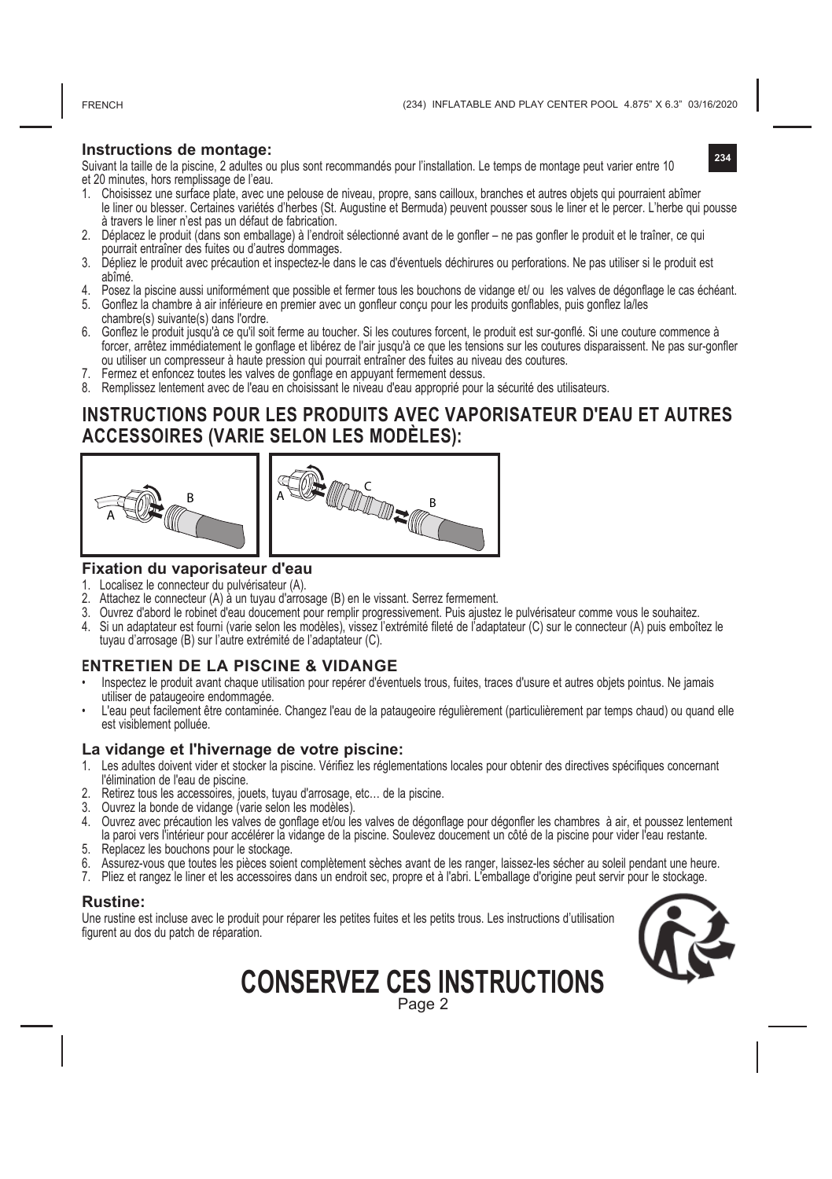### Instructions de montage:

Suivant la taille de la piscine, 2 adultes ou plus sont recommandés pour l'installation. Le temps de montage peut varier entre 10 et 20 minutes, hors remplissage de l'eau.

1. Choisissez une surface plate, avec une pelouse de niveau, propre, sans cailloux, branches et autres objets qui pourraient abîmer le liner ou blesser. Certaines variétés d'herbes (St. Augustine et Bermuda) peuvent pousser sous le liner et le percer. L'herbe qui pousse à travers le liner n'est pas un défaut de fabrication.
2. Déplacez le produit (dans son emballage) à l'endroit sélectionné avant de le gonfler – ne pas gonfler le produit et le traîner, ce qui pourrait entraîner des fuites ou d'autres dommages.
3. Dépliez le produit avec précaution et inspectez-le dans le cas d'éventuels déchirures ou perforations. Ne pas utiliser si le produit est abîmé.
4. Posez la piscine aussi uniformément que possible et fermer tous les bouchons de vidange et/ ou les valves de dégonflage le cas échéant.
5. Gonflez la chambre à air inférieure en premier avec un gonfleur conçu pour les produits gonflables, puis gonflez la/les chambre(s) suivante(s) dans l'ordre.
6. Gonflez le produit jusqu'à ce qu'il soit ferme au toucher. Si les coutures forcent, le produit est sur-gonflé. Si une couture commence à forcer, arrêtez immédiatement le gonflage et libérez de l'air jusqu'à ce que les tensions sur les coutures disparaissent. Ne pas sur-gonfler ou utiliser un compresseur à haute pression qui pourrait entraîner des fuites au niveau des coutures.
7. Fermez et enfoncez toutes les valves de gonflage en appuyant fermement dessus.
8. Remplissez lentement avec de l'eau en choisissant le niveau d'eau approprié pour la sécurité des utilisateurs.

## INSTRUCTIONS POUR LES PRODUITS AVEC VAPORISATEUR D'EAU ET AUTRES ACCESSOIRES (VARIE SELON LES MODÈLES):

### Fixation du vaporisateur d'eau

1. Localisez le connecteur du pulvérisateur (A).
2. Attachez le connecteur (A) à un tuyau d'arrosage (B) en le vissant. Serrez fermement.
3. Ouvrez d'abord le robinet d'eau doucement pour remplir progressivement. Puis ajustez le pulvérisateur comme vous le souhaitez.
4. Si un adaptateur est fourni (varie selon les modèles), vissez l'extrémité fileté de l'adaptateur (C) sur le connecteur (A) puis emboîtez le tuyau d'arrosage (B) sur l'autre extrémité de l'adaptateur (C).

### ENTRETIEN DE LA PISCINE & VIDANGE

- Inspectez le produit avant chaque utilisation pour repérer d'éventuels trous, fuites, traces d'usure et autres objets pointus. Ne jamais utiliser de pataugeoire endommagée.
- L'eau peut facilement être contaminée. Changez l'eau de la pataugeoire régulièrement (particulièrement par temps chaud) ou quand elle est visiblement polluée.

### La vidange et l'hivernage de votre piscine:

1. Les adultes doivent vider et stocker la piscine. Vérifiez les réglementations locales pour obtenir des directives spécifiques concernant l'élimination de l'eau de piscine.
2. Retirez tous les accessoires, jouets, tuyau d'arrosage, etc… de la piscine.
3. Ouvrez la bonde de vidange (varie selon les modèles).
4. Ouvrez avec précaution les valves de gonflage et/ou les valves de dégonflage pour dégonfler les chambres à air, et poussez lentement la paroi vers l'intérieur pour accélérer la vidange de la piscine. Soulevez doucement un côté de la piscine pour vider l'eau restante.
5. Replacez les bouchons pour le stockage.
6. Assurez-vous que toutes les pièces soient complètement sèches avant de les ranger, laissez-les sécher au soleil pendant une heure.
7. Pliez et rangez le liner et les accessoires dans un endroit sec, propre et à l'abri. L'emballage d'origine peut servir pour le stockage.

### Rustine:

Une rustine est incluse avec le produit pour réparer les petites fuites et les petits trous. Les instructions d'utilisation figurent au dos du patch de réparation.

# CONSERVEZ CES INSTRUCTIONS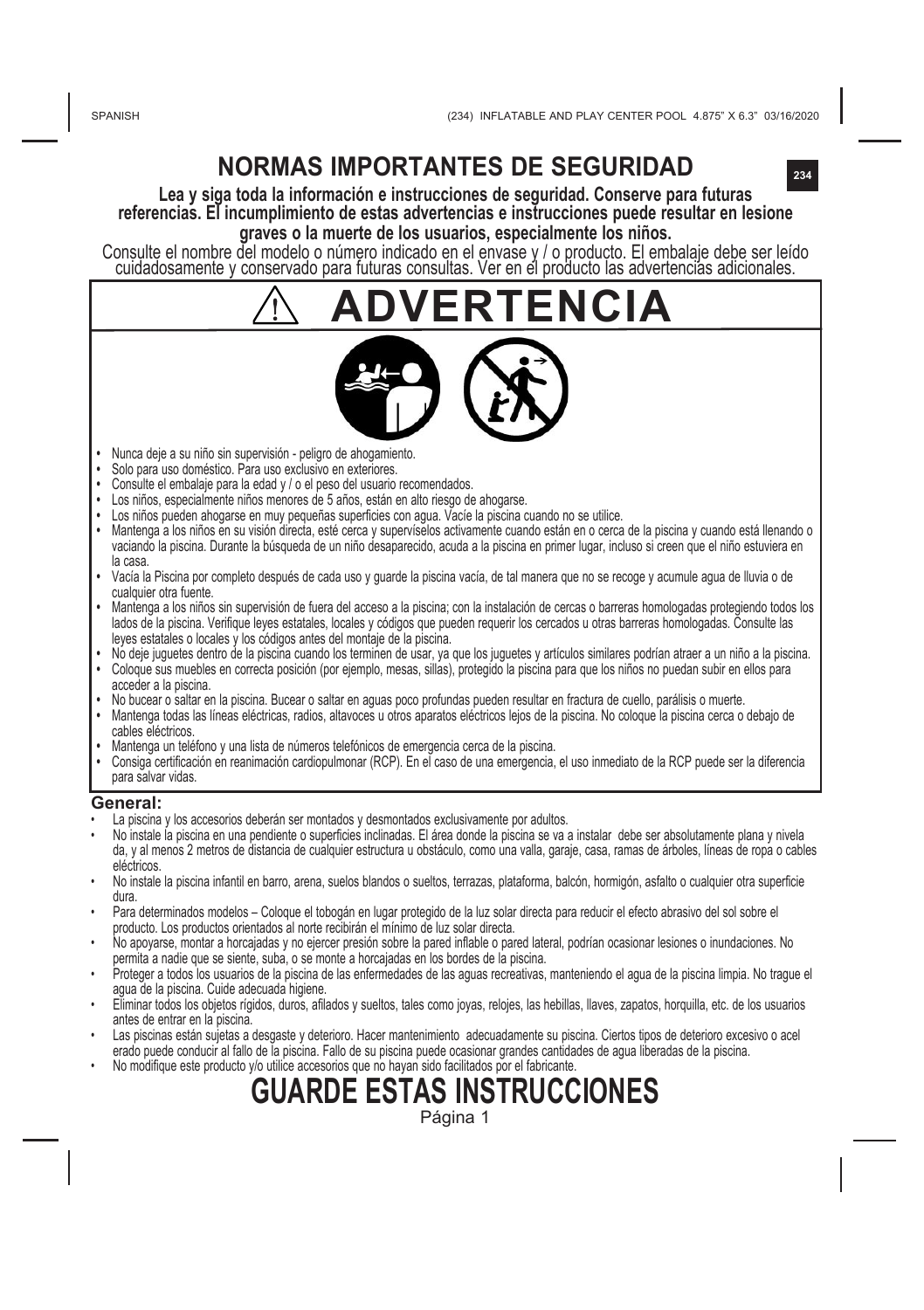# NORMAS IMPORTANTES DE SEGURIDAD

**Lea y siga toda la información e instrucciones de seguridad. Conserve para futuras referencias. El incumplimiento de estas advertencias e instrucciones puede resultar en lesione graves o la muerte de los usuarios, especialmente los niños.**

Consulte el nombre del modelo o número indicado en el envase y / o producto. El embalaje debe ser leído cuidadosamente y conservado para futuras consultas. Ver en el producto las advertencias adicionales.

## ⚠ ADVERTENCIA

- Nunca deje a su niño sin supervisión - peligro de ahogamiento.
- Solo para uso doméstico. Para uso exclusivo en exteriores.
- Consulte el embalaje para la edad y / o el peso del usuario recomendados.
- Los niños, especialmente niños menores de 5 años, están en alto riesgo de ahogarse.
- Los niños pueden ahogarse en muy pequeñas superficies con agua. Vacíe la piscina cuando no se utilice.
- Mantenga a los niños en su visión directa, esté cerca y supervíselos activamente cuando están en o cerca de la piscina y cuando está llenando o vaciando la piscina. Durante la búsqueda de un niño desaparecido, acuda a la piscina en primer lugar, incluso si creen que el niño estuviera en la casa.
- Vacía la Piscina por completo después de cada uso y guarde la piscina vacía, de tal manera que no se recoge y acumule agua de lluvia o de cualquier otra fuente.
- Mantenga a los niños sin supervisión de fuera del acceso a la piscina; con la instalación de cercas o barreras homologadas protegiendo todos los lados de la piscina. Verifique leyes estatales, locales y códigos que pueden requerir los cercados u otras barreras homologadas. Consulte las leyes estatales o locales y los códigos antes del montaje de la piscina.
- No deje juguetes dentro de la piscina cuando los terminen de usar, ya que los juguetes y artículos similares podrían atraer a un niño a la piscina.
- Coloque sus muebles en correcta posición (por ejemplo, mesas, sillas), protegido la piscina para que los niños no puedan subir en ellos para acceder a la piscina.
- No bucear o saltar en la piscina. Bucear o saltar en aguas poco profundas pueden resultar en fractura de cuello, parálisis o muerte.
- Mantenga todas las líneas eléctricas, radios, altavoces u otros aparatos eléctricos lejos de la piscina. No coloque la piscina cerca o debajo de cables eléctricos.
- Mantenga un teléfono y una lista de números telefónicos de emergencia cerca de la piscina.
- Consiga certificación en reanimación cardiopulmonar (RCP). En el caso de una emergencia, el uso inmediato de la RCP puede ser la diferencia para salvar vidas.

### General:

- La piscina y los accesorios deberán ser montados y desmontados exclusivamente por adultos.
- No instale la piscina en una pendiente o superficies inclinadas. El área donde la piscina se va a instalar debe ser absolutamente plana y nivelada, y al menos 2 metros de distancia de cualquier estructura u obstáculo, como una valla, garaje, casa, ramas de árboles, líneas de ropa o cables eléctricos.
- No instale la piscina infantil en barro, arena, suelos blandos o sueltos, terrazas, plataforma, balcón, hormigón, asfalto o cualquier otra superficie dura.
- Para determinados modelos – Coloque el tobogán en lugar protegido de la luz solar directa para reducir el efecto abrasivo del sol sobre el producto. Los productos orientados al norte recibirán el mínimo de luz solar directa.
- No apoyarse, montar a horcajadas y no ejercer presión sobre la pared inflable o pared lateral, podrían ocasionar lesiones o inundaciones. No permita a nadie que se siente, suba, o se monte a horcajadas en los bordes de la piscina.
- Proteger a todos los usuarios de la piscina de las enfermedades de las aguas recreativas, manteniendo el agua de la piscina limpia. No trague el agua de la piscina. Cuide adecuada higiene.
- Eliminar todos los objetos rígidos, duros, afilados y sueltos, tales como joyas, relojes, las hebillas, llaves, zapatos, horquilla, etc. de los usuarios antes de entrar en la piscina.
- Las piscinas están sujetas a desgaste y deterioro. Hacer mantenimiento adecuadamente su piscina. Ciertos tipos de deterioro excesivo o acelerado puede conducir al fallo de la piscina. Fallo de su piscina puede ocasionar grandes cantidades de agua liberadas de la piscina.
- No modifique este producto y/o utilice accesorios que no hayan sido facilitados por el fabricante.

# GUARDE ESTAS INSTRUCCIONES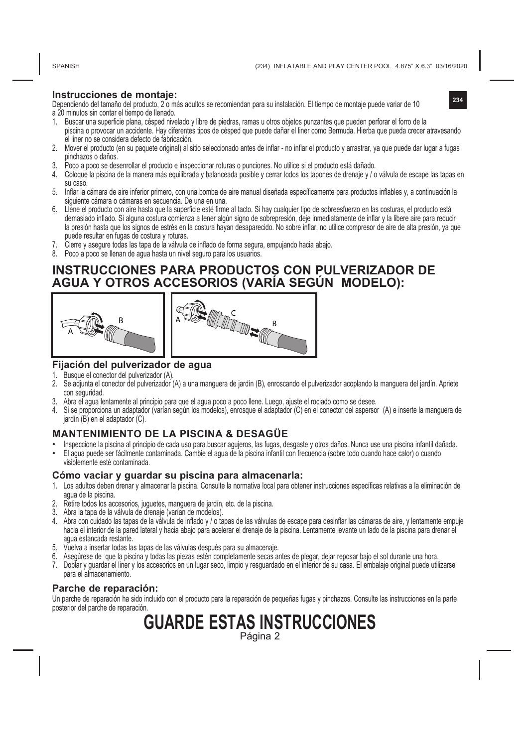## Instrucciones de montaje:

Dependiendo del tamaño del producto, 2 o más adultos se recomiendan para su instalación. El tiempo de montaje puede variar de 10 a 20 minutos sin contar el tiempo de llenado.

1. Buscar una superficie plana, césped nivelado y libre de piedras, ramas u otros objetos punzantes que pueden perforar el forro de la piscina o provocar un accidente. Hay diferentes tipos de césped que puede dañar el liner como Bermuda. Hierba que pueda crecer atravesando el liner no se considera defecto de fabricación.
2. Mover el producto (en su paquete original) al sitio seleccionado antes de inflar - no inflar el producto y arrastrar, ya que puede dar lugar a fugas pinchazos o daños.
3. Poco a poco se desenrollar el producto e inspeccionar roturas o punciones. No utilice si el producto está dañado.
4. Coloque la piscina de la manera más equilibrada y balanceada posible y cerrar todos los tapones de drenaje y / o válvula de escape las tapas en su caso.
5. Inflar la cámara de aire inferior primero, con una bomba de aire manual diseñada específicamente para productos inflables y, a continuación la siguiente cámara o cámaras en secuencia. De una en una.
6. Llene el producto con aire hasta que la superficie esté firme al tacto. Si hay cualquier tipo de sobreesfuerzo en las costuras, el producto está demasiado inflado. Si alguna costura comienza a tener algún signo de sobrepresión, deje inmediatamente de inflar y la libere aire para reducir la presión hasta que los signos de estrés en la costura hayan desaparecido. No sobre inflar, no utilice compresor de aire de alta presión, ya que puede resultar en fugas de costura y roturas.
7. Cierre y asegure todas las tapa de la válvula de inflado de forma segura, empujando hacia abajo.
8. Poco a poco se llenan de agua hasta un nivel seguro para los usuarios.

# INSTRUCCIONES PARA PRODUCTOS CON PULVERIZADOR DE AGUA Y OTROS ACCESORIOS (VARÍA SEGÚN MODELO):

A B

A C B

## Fijación del pulverizador de agua

1. Busque el conector del pulverizador (A).
2. Se adjunta el conector del pulverizador (A) a una manguera de jardín (B), enroscando el pulverizador acoplando la manguera del jardín. Apriete con seguridad.
3. Abra el agua lentamente al principio para que el agua poco a poco llene. Luego, ajuste el rociado como se desee.
4. Si se proporciona un adaptador (varían según los modelos), enrosque el adaptador (C) en el conector del aspersor (A) e inserte la manguera de jardín (B) en el adaptador (C).

## MANTENIMIENTO DE LA PISCINA & DESAGÜE

- Inspeccione la piscina al principio de cada uso para buscar agujeros, las fugas, desgaste y otros daños. Nunca use una piscina infantil dañada.
- El agua puede ser fácilmente contaminada. Cambie el agua de la piscina infantil con frecuencia (sobre todo cuando hace calor) o cuando visiblemente esté contaminada.

## Cómo vaciar y guardar su piscina para almacenarla:

1. Los adultos deben drenar y almacenar la piscina. Consulte la normativa local para obtener instrucciones específicas relativas a la eliminación de agua de la piscina.
2. Retire todos los accesorios, juguetes, manguera de jardín, etc. de la piscina.
3. Abra la tapa de la válvula de drenaje (varían de modelos).
4. Abra con cuidado las tapas de la válvula de inflado y / o tapas de las válvulas de escape para desinflar las cámaras de aire, y lentamente empuje hacia el interior de la pared lateral y hacia abajo para acelerar el drenaje de la piscina. Lentamente levante un lado de la piscina para drenar el agua estancada restante.
5. Vuelva a insertar todas las tapas de las válvulas después para su almacenaje.
6. Asegúrese de que la piscina y todas las piezas estén completamente secas antes de plegar, dejar reposar bajo el sol durante una hora.
7. Doblar y guardar el liner y los accesorios en un lugar seco, limpio y resguardado en el interior de su casa. El embalaje original puede utilizarse para el almacenamiento.

## Parche de reparación:

Un parche de reparación ha sido incluido con el producto para la reparación de pequeñas fugas y pinchazos. Consulte las instrucciones en la parte posterior del parche de reparación.

# GUARDE ESTAS INSTRUCCIONES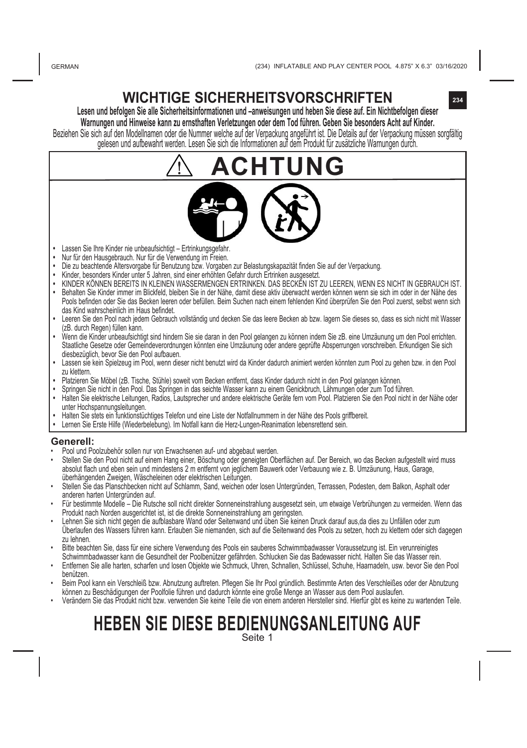# WICHTIGE SICHERHEITSVORSCHRIFTEN

**Lesen und befolgen Sie alle Sicherheitsinformationen und –anweisungen und heben Sie diese auf. Ein Nichtbefolgen dieser Warnungen und Hinweise kann zu ernsthaften Verletzungen oder dem Tod führen. Geben Sie besonders Acht auf Kinder.**

Beziehen Sie sich auf den Modellnamen oder die Nummer welche auf der Verpackung angeführt ist. Die Details auf der Verpackung müssen sorgfältig gelesen und aufbewahrt werden. Lesen Sie sich die Informationen auf dem Produkt für zusätzliche Warnungen durch.

## ⚠ ACHTUNG

- Lassen Sie Ihre Kinder nie unbeaufsichtigt – Ertrinkungsgefahr.
- Nur für den Hausgebrauch. Nur für die Verwendung im Freien.
- Die zu beachtende Altersvorgabe für Benutzung bzw. Vorgaben zur Belastungskapazität finden Sie auf der Verpackung.
- Kinder, besonders Kinder unter 5 Jahren, sind einer erhöhten Gefahr durch Ertrinken ausgesetzt.
- KINDER KÖNNEN BEREITS IN KLEINEN WASSERMENGEN ERTRINKEN. DAS BECKEN IST ZU LEEREN, WENN ES NICHT IN GEBRAUCH IST.
- Behalten Sie Kinder immer im Blickfeld, bleiben Sie in der Nähe, damit diese aktiv überwacht werden können wenn sie sich im oder in der Nähe des Pools befinden oder Sie das Becken leeren oder befüllen. Beim Suchen nach einem fehlenden Kind überprüfen Sie den Pool zuerst, selbst wenn sich das Kind wahrscheinlich im Haus befindet.
- Leeren Sie den Pool nach jedem Gebrauch vollständig und decken Sie das leere Becken ab bzw. lagern Sie dieses so, dass es sich nicht mit Wasser (zB. durch Regen) füllen kann.
- Wenn die Kinder unbeaufsichtigt sind hindern Sie sie daran in den Pool gelangen zu können indem Sie zB. eine Umzäunung um den Pool errichten. Staatliche Gesetze oder Gemeindeverordnungen könnten eine Umzäunung oder andere geprüfte Absperrungen vorschreiben. Erkundigen Sie sich diesbezüglich, bevor Sie den Pool aufbauen.
- Lassen sie kein Spielzeug im Pool, wenn dieser nicht benutzt wird da Kinder dadurch animiert werden könnten zum Pool zu gehen bzw. in den Pool zu klettern.
- Platzieren Sie Möbel (zB. Tische, Stühle) soweit vom Becken entfernt, dass Kinder dadurch nicht in den Pool gelangen können.
- Springen Sie nicht in den Pool. Das Springen in das seichte Wasser kann zu einem Genickbruch, Lähmungen oder zum Tod führen.
- Halten Sie elektrische Leitungen, Radios, Lautsprecher und andere elektrische Geräte fern vom Pool. Platzieren Sie den Pool nicht in der Nähe oder unter Hochspannungsleitungen.
- Halten Sie stets ein funktionstüchtiges Telefon und eine Liste der Notfallnummern in der Nähe des Pools griffbereit.
- Lernen Sie Erste Hilfe (Wiederbelebung). Im Notfall kann die Herz-Lungen-Reanimation lebensrettend sein.

### Generell:

- Pool und Poolzubehör sollen nur von Erwachsenen auf- und abgebaut werden.
- Stellen Sie den Pool nicht auf einem Hang einer, Böschung oder geneigten Oberflächen auf. Der Bereich, wo das Becken aufgestellt wird muss absolut flach und eben sein und mindestens 2 m entfernt von jeglichem Bauwerk oder Verbauung wie z. B. Umzäunung, Haus, Garage, überhängenden Zweigen, Wäscheleinen oder elektrischen Leitungen.
- Stellen Sie das Planschbecken nicht auf Schlamm, Sand, weichen oder losen Untergründen, Terrassen, Podesten, dem Balkon, Asphalt oder anderen harten Untergründen auf.
- Für bestimmte Modelle – Die Rutsche soll nicht direkter Sonneneinstrahlung ausgesetzt sein, um etwaige Verbrühungen zu vermeiden. Wenn das Produkt nach Norden ausgerichtet ist, ist die direkte Sonneneinstrahlung am geringsten.
- Lehnen Sie sich nicht gegen die aufblasbare Wand oder Seitenwand und üben Sie keinen Druck darauf aus,da dies zu Unfällen oder zum Überlaufen des Wassers führen kann. Erlauben Sie niemanden, sich auf die Seitenwand des Pools zu setzen, hoch zu klettern oder sich dagegen zu lehnen.
- Bitte beachten Sie, dass für eine sichere Verwendung des Pools ein sauberes Schwimmbadwasser Voraussetzung ist. Ein verunreinigtes Schwimmbadwasser kann die Gesundheit der Poolbenützer gefährden. Schlucken Sie das Badewasser nicht. Halten Sie das Wasser rein.
- Entfernen Sie alle harten, scharfen und losen Objekte wie Schmuck, Uhren, Schnallen, Schlüssel, Schuhe, Haarnadeln, usw. bevor Sie den Pool benützen.
- Beim Pool kann ein Verschleiß bzw. Abnutzung auftreten. Pflegen Sie Ihr Pool gründlich. Bestimmte Arten des Verschleißes oder der Abnutzung können zu Beschädigungen der Poolfolie führen und dadurch könnte eine große Menge an Wasser aus dem Pool auslaufen.
- Verändern Sie das Produkt nicht bzw. verwenden Sie keine Teile die von einem anderen Hersteller sind. Hierfür gibt es keine zu wartenden Teile.

## HEBEN SIE DIESE BEDIENUNGSANLEITUNG AUF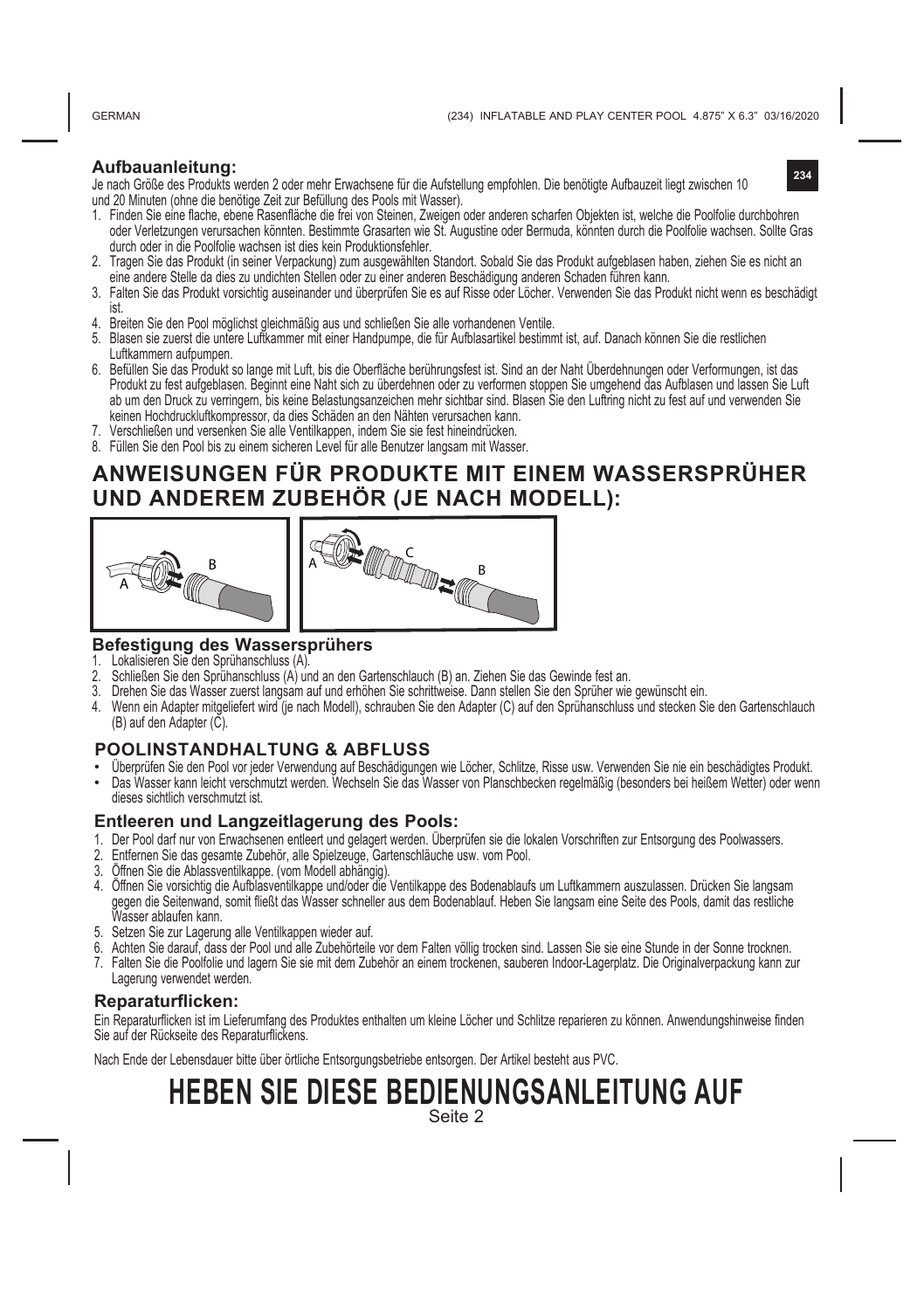## Aufbauanleitung:

Je nach Größe des Produkts werden 2 oder mehr Erwachsene für die Aufstellung empfohlen. Die benötigte Aufbauzeit liegt zwischen 10 und 20 Minuten (ohne die benötige Zeit zur Befüllung des Pools mit Wasser).

1. Finden Sie eine flache, ebene Rasenfläche die frei von Steinen, Zweigen oder anderen scharfen Objekten ist, welche die Poolfolie durchbohren oder Verletzungen verursachen könnten. Bestimmte Grasarten wie St. Augustine oder Bermuda, könnten durch die Poolfolie wachsen. Sollte Gras durch oder in die Poolfolie wachsen ist dies kein Produktionsfehler.
2. Tragen Sie das Produkt (in seiner Verpackung) zum ausgewählten Standort. Sobald Sie das Produkt aufgeblasen haben, ziehen Sie es nicht an eine andere Stelle da dies zu undichten Stellen oder zu einer anderen Beschädigung anderen Schaden führen kann.
3. Falten Sie das Produkt vorsichtig auseinander und überprüfen Sie es auf Risse oder Löcher. Verwenden Sie das Produkt nicht wenn es beschädigt ist.
4. Breiten Sie den Pool möglichst gleichmäßig aus und schließen Sie alle vorhandenen Ventile.
5. Blasen sie zuerst die untere Luftkammer mit einer Handpumpe, die für Aufblasartikel bestimmt ist, auf. Danach können Sie die restlichen Luftkammern aufpumpen.
6. Befüllen Sie das Produkt so lange mit Luft, bis die Oberfläche berührungsfest ist. Sind an der Naht Überdehnungen oder Verformungen, ist das Produkt zu fest aufgeblasen. Beginnt eine Naht sich zu überdehnen oder zu verformen stoppen Sie umgehend das Aufblasen und lassen Sie Luft ab um den Druck zu verringern, bis keine Belastungsanzeichen mehr sichtbar sind. Blasen Sie den Luftring nicht zu fest auf und verwenden Sie keinen Hochdruckluftkompressor, da dies Schäden an den Nähten verursachen kann.
7. Verschließen und versenken Sie alle Ventilkappen, indem Sie sie fest hineindrücken.
8. Füllen Sie den Pool bis zu einem sicheren Level für alle Benutzer langsam mit Wasser.

# ANWEISUNGEN FÜR PRODUKTE MIT EINEM WASSERSPRÜHER UND ANDEREM ZUBEHÖR (JE NACH MODELL):

A B

A C B

### Befestigung des Wassersprühers

1. Lokalisieren Sie den Sprühanschluss (A).
2. Schließen Sie den Sprühanschluss (A) und an den Gartenschlauch (B) an. Ziehen Sie das Gewinde fest an.
3. Drehen Sie das Wasser zuerst langsam auf und erhöhen Sie schrittweise. Dann stellen Sie den Sprüher wie gewünscht ein.
4. Wenn ein Adapter mitgeliefert wird (je nach Modell), schrauben Sie den Adapter (C) auf den Sprühanschluss und stecken Sie den Gartenschlauch (B) auf den Adapter (C).

## POOLINSTANDHALTUNG & ABFLUSS

- Überprüfen Sie den Pool vor jeder Verwendung auf Beschädigungen wie Löcher, Schlitze, Risse usw. Verwenden Sie nie ein beschädigtes Produkt.
- Das Wasser kann leicht verschmutzt werden. Wechseln Sie das Wasser von Planschbecken regelmäßig (besonders bei heißem Wetter) oder wenn dieses sichtlich verschmutzt ist.

### Entleeren und Langzeitlagerung des Pools:

1. Der Pool darf nur von Erwachsenen entleert und gelagert werden. Überprüfen sie die lokalen Vorschriften zur Entsorgung des Poolwassers.
2. Entfernen Sie das gesamte Zubehör, alle Spielzeuge, Gartenschläuche usw. vom Pool.
3. Öffnen Sie die Ablassventilkappe. (vom Modell abhängig).
4. Öffnen Sie vorsichtig die Aufblasventilkappe und/oder die Ventilkappe des Bodenablaufs um Luftkammern auszulassen. Drücken Sie langsam gegen die Seitenwand, somit fließt das Wasser schneller aus dem Bodenablauf. Heben Sie langsam eine Seite des Pools, damit das restliche Wasser ablaufen kann.
5. Setzen Sie zur Lagerung alle Ventilkappen wieder auf.
6. Achten Sie darauf, dass der Pool und alle Zubehörteile vor dem Falten völlig trocken sind. Lassen Sie sie eine Stunde in der Sonne trocknen.
7. Falten Sie die Poolfolie und lagern Sie sie mit dem Zubehör an einem trockenen, sauberen Indoor-Lagerplatz. Die Originalverpackung kann zur Lagerung verwendet werden.

### Reparaturflicken:

Ein Reparaturflicken ist im Lieferumfang des Produktes enthalten um kleine Löcher und Schlitze reparieren zu können. Anwendungshinweise finden Sie auf der Rückseite des Reparaturflickens.

Nach Ende der Lebensdauer bitte über örtliche Entsorgungsbetriebe entsorgen. Der Artikel besteht aus PVC.

# HEBEN SIE DIESE BEDIENUNGSANLEITUNG AUF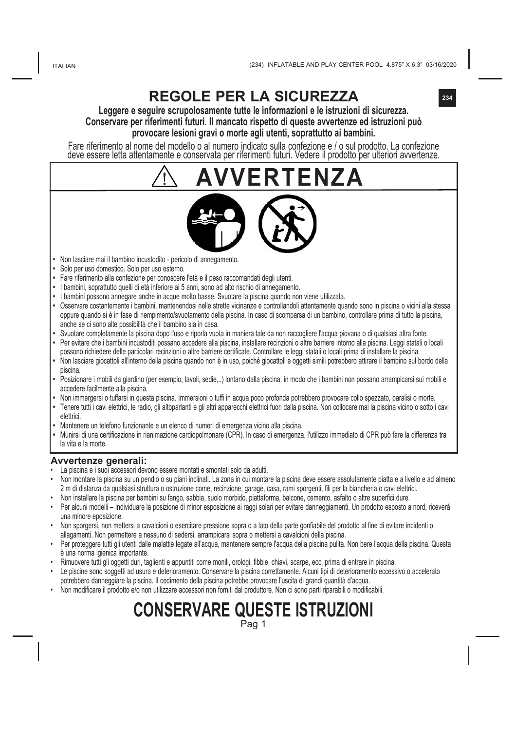# REGOLE PER LA SICUREZZA

**Leggere e seguire scrupolosamente tutte le informazioni e le istruzioni di sicurezza. Conservare per riferimenti futuri. Il mancato rispetto di queste avvertenze ed istruzioni può provocare lesioni gravi o morte agli utenti, soprattutto ai bambini.**

Fare riferimento al nome del modello o al numero indicato sulla confezione e / o sul prodotto. La confezione deve essere letta attentamente e conservata per riferimenti futuri. Vedere il prodotto per ulteriori avvertenze.

## ⚠ AVVERTENZA

- Non lasciare mai il bambino incustodito - pericolo di annegamento.
- Solo per uso domestico. Solo per uso esterno.
- Fare riferimento alla confezione per conoscere l'età e il peso raccomandati degli utenti.
- I bambini, soprattutto quelli di età inferiore ai 5 anni, sono ad alto rischio di annegamento.
- I bambini possono annegare anche in acque molto basse. Svuotare la piscina quando non viene utilizzata.
- Osservare costantemente i bambini, mantenendosi nelle strette vicinanze e controllandoli attentamente quando sono in piscina o vicini alla stessa oppure quando si è in fase di riempimento/svuotamento della piscina. In caso di scomparsa di un bambino, controllare prima di tutto la piscina, anche se ci sono alte possibilità che il bambino sia in casa.
- Svuotare completamente la piscina dopo l'uso e riporla vuota in maniera tale da non raccogliere l'acqua piovana o di qualsiasi altra fonte.
- Per evitare che i bambini incustoditi possano accedere alla piscina, installare recinzioni o altre barriere intorno alla piscina. Leggi statali o locali possono richiedere delle particolari recinzioni o altre barriere certificate. Controllare le leggi statali o locali prima di installare la piscina.
- Non lasciare giocattoli all'interno della piscina quando non è in uso, poiché giocattoli e oggetti simili potrebbero attirare il bambino sul bordo della piscina.
- Posizionare i mobili da giardino (per esempio, tavoli, sedie,..) lontano dalla piscina, in modo che i bambini non possano arrampicarsi sui mobili e accedere facilmente alla piscina.
- Non immergersi o tuffarsi in questa piscina. Immersioni o tuffi in acqua poco profonda potrebbero provocare collo spezzato, paralisi o morte.
- Tenere tutti i cavi elettrici, le radio, gli altoparlanti e gli altri apparecchi elettrici fuori dalla piscina. Non collocare mai la piscina vicino o sotto i cavi elettrici.
- Mantenere un telefono funzionante e un elenco di numeri di emergenza vicino alla piscina.
- Munirsi di una certificazione in rianimazione cardiopolmonare (CPR). In caso di emergenza, l'utilizzo immediato di CPR può fare la differenza tra la vita e la morte.

### Avvertenze generali:

- La piscina e i suoi accessori devono essere montati e smontati solo da adulti.
- Non montare la piscina su un pendio o su piani inclinati. La zona in cui montare la piscina deve essere assolutamente piatta e a livello e ad almeno 2 m di distanza da qualsiasi struttura o ostruzione come, recinzione, garage, casa, rami sporgenti, fili per la biancheria o cavi elettrici.
- Non installare la piscina per bambini su fango, sabbia, suolo morbido, piattaforma, balcone, cemento, asfalto o altre superfici dure.
- Per alcuni modelli – Individuare la posizione di minor esposizione ai raggi solari per evitare danneggiamenti. Un prodotto esposto a nord, riceverà una minore eposizione.
- Non sporgersi, non mettersi a cavalcioni o esercitare pressione sopra o a lato della parte gonfiabile del prodotto al fine di evitare incidenti o allagamenti. Non permettere a nessuno di sedersi, arrampicarsi sopra o mettersi a cavalcioni della piscina.
- Per proteggere tutti gli utenti dalle malattie legate all'acqua, mantenere sempre l'acqua della piscina pulita. Non bere l'acqua della piscina. Questa è una norma igienica importante.
- Rimuovere tutti gli oggetti duri, taglienti e appuntiti come monili, orologi, fibbie, chiavi, scarpe, ecc, prima di entrare in piscina.
- Le piscine sono soggetti ad usura e deterioramento. Conservare la piscina correttamente. Alcuni tipi di deterioramento eccessivo o accelerato potrebbero danneggiare la piscina. Il cedimento della piscina potrebbe provocare l'uscita di grandi quantità d'acqua.
- Non modificare il prodotto e/o non utilizzare accessori non forniti dal produttore. Non ci sono parti riparabili o modificabili.

## CONSERVARE QUESTE ISTRUZIONI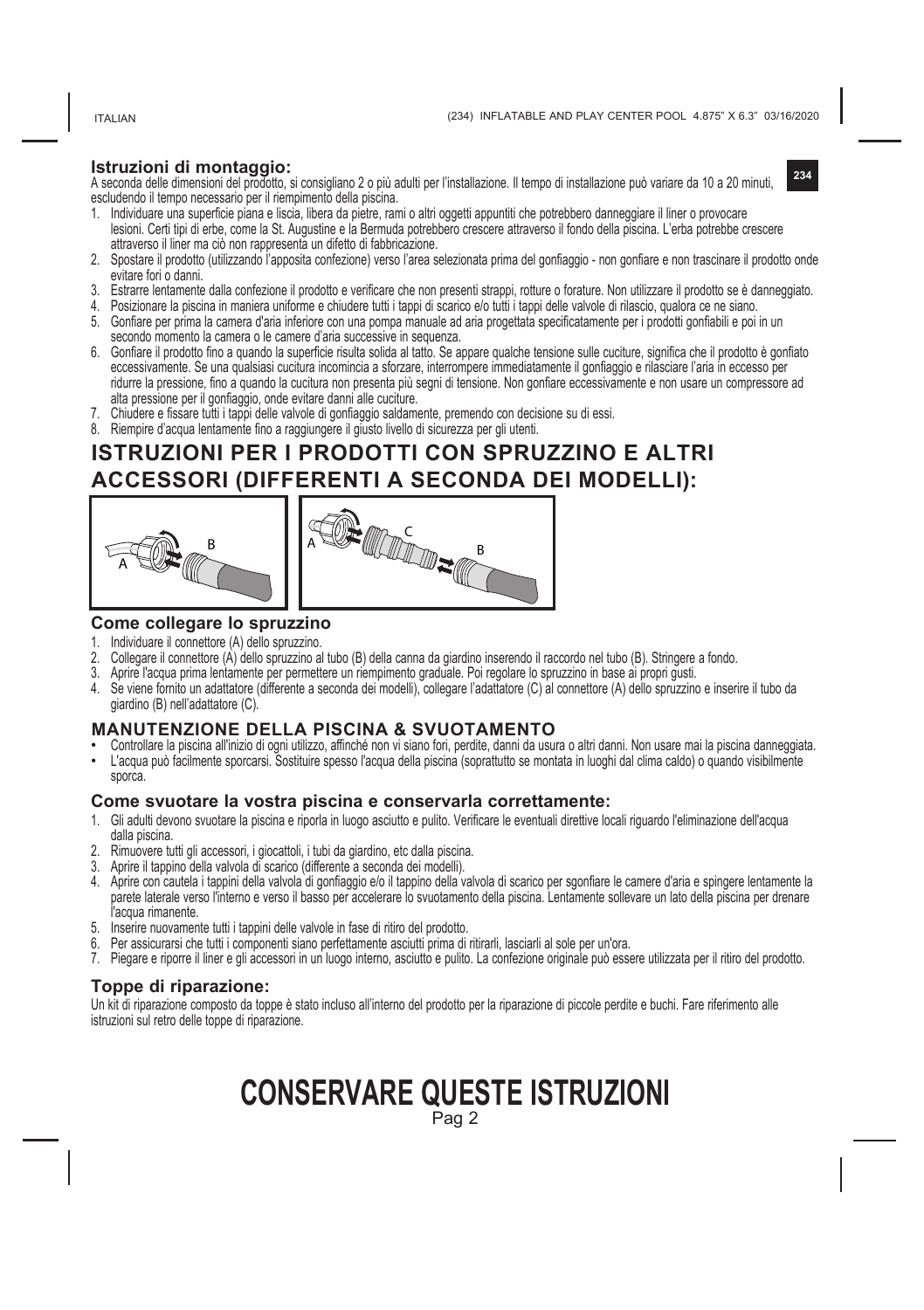## Istruzioni di montaggio:

A seconda delle dimensioni del prodotto, si consigliano 2 o più adulti per l'installazione. Il tempo di installazione può variare da 10 a 20 minuti, escludendo il tempo necessario per il riempimento della piscina.

1. Individuare una superficie piana e liscia, libera da pietre, rami o altri oggetti appuntiti che potrebbero danneggiare il liner o provocare lesioni. Certi tipi di erbe, come la St. Augustine e la Bermuda potrebbero crescere attraverso il fondo della piscina. L'erba potrebbe crescere attraverso il liner ma ciò non rappresenta un difetto di fabbricazione.
2. Spostare il prodotto (utilizzando l'apposita confezione) verso l'area selezionata prima del gonfiaggio - non gonfiare e non trascinare il prodotto onde evitare fori o danni.
3. Estrarre lentamente dalla confezione il prodotto e verificare che non presenti strappi, rotture o forature. Non utilizzare il prodotto se è danneggiato.
4. Posizionare la piscina in maniera uniforme e chiudere tutti i tappi di scarico e/o tutti i tappi delle valvole di rilascio, qualora ce ne siano.
5. Gonfiare per prima la camera d'aria inferiore con una pompa manuale ad aria progettata specificatamente per i prodotti gonfiabili e poi in un secondo momento la camera o le camere d'aria successive in sequenza.
6. Gonfiare il prodotto fino a quando la superficie risulta solida al tatto. Se appare qualche tensione sulle cuciture, significa che il prodotto è gonfiato eccessivamente. Se una qualsiasi cucitura incomincia a sforzare, interrompere immediatamente il gonfiaggio e rilasciare l'aria in eccesso per ridurre la pressione, fino a quando la cucitura non presenta più segni di tensione. Non gonfiare eccessivamente e non usare un compressore ad alta pressione per il gonfiaggio, onde evitare danni alle cuciture.
7. Chiudere e fissare tutti i tappi delle valvole di gonfiaggio saldamente, premendo con decisione su di essi.
8. Riempire d'acqua lentamente fino a raggiungere il giusto livello di sicurezza per gli utenti.

# ISTRUZIONI PER I PRODOTTI CON SPRUZZINO E ALTRI ACCESSORI (DIFFERENTI A SECONDA DEI MODELLI):

A B

A C B

## Come collegare lo spruzzino

1. Individuare il connettore (A) dello spruzzino.
2. Collegare il connettore (A) dello spruzzino al tubo (B) della canna da giardino inserendo il raccordo nel tubo (B). Stringere a fondo.
3. Aprire l'acqua prima lentamente per permettere un riempimento graduale. Poi regolare lo spruzzino in base ai propri gusti.
4. Se viene fornito un adattatore (differente a seconda dei modelli), collegare l'adattatore (C) al connettore (A) dello spruzzino e inserire il tubo da giardino (B) nell'adattatore (C).

## MANUTENZIONE DELLA PISCINA & SVUOTAMENTO

- Controllare la piscina all'inizio di ogni utilizzo, affinché non vi siano fori, perdite, danni da usura o altri danni. Non usare mai la piscina danneggiata.
- L'acqua può facilmente sporcarsi. Sostituire spesso l'acqua della piscina (soprattutto se montata in luoghi dal clima caldo) o quando visibilmente sporca.

## Come svuotare la vostra piscina e conservarla correttamente:

1. Gli adulti devono svuotare la piscina e riporla in luogo asciutto e pulito. Verificare le eventuali direttive locali riguardo l'eliminazione dell'acqua dalla piscina.
2. Rimuovere tutti gli accessori, i giocattoli, i tubi da giardino, etc dalla piscina.
3. Aprire il tappino della valvola di scarico (differente a seconda dei modelli).
4. Aprire con cautela i tappini della valvola di gonfiaggio e/o il tappino della valvola di scarico per sgonfiare le camere d'aria e spingere lentamente la parete laterale verso l'interno e verso il basso per accelerare lo svuotamento della piscina. Lentamente sollevare un lato della piscina per drenare l'acqua rimanente.
5. Inserire nuovamente tutti i tappini delle valvole in fase di ritiro del prodotto.
6. Per assicurarsi che tutti i componenti siano perfettamente asciutti prima di ritirarli, lasciarli al sole per un'ora.
7. Piegare e riporre il liner e gli accessori in un luogo interno, asciutto e pulito. La confezione originale può essere utilizzata per il ritiro del prodotto.

## Toppe di riparazione:

Un kit di riparazione composto da toppe è stato incluso all'interno del prodotto per la riparazione di piccole perdite e buchi. Fare riferimento alle istruzioni sul retro delle toppe di riparazione.

# CONSERVARE QUESTE ISTRUZIONI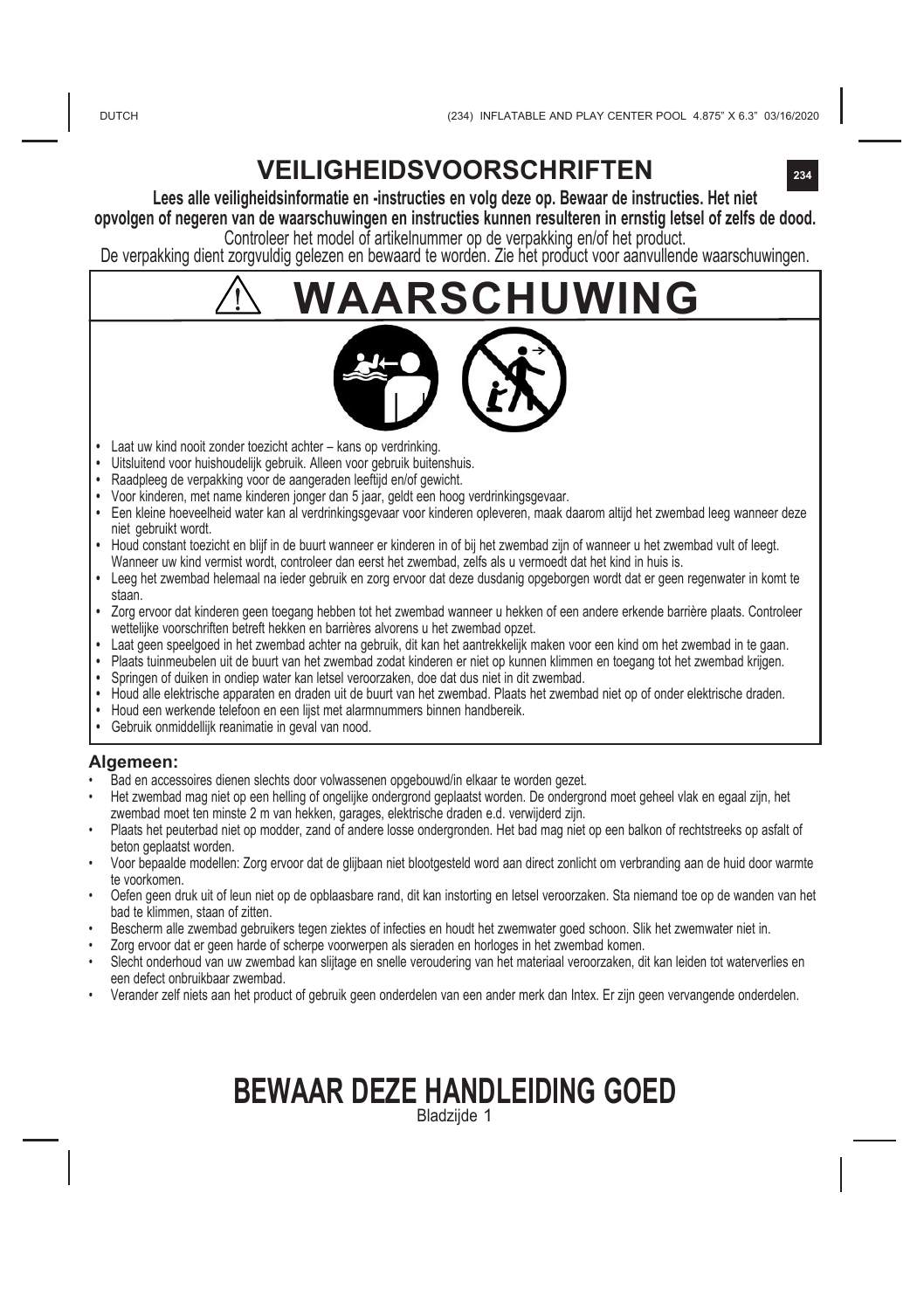# VEILIGHEIDSVOORSCHRIFTEN

**Lees alle veiligheidsinformatie en -instructies en volg deze op. Bewaar de instructies. Het niet opvolgen of negeren van de waarschuwingen en instructies kunnen resulteren in ernstig letsel of zelfs de dood.**

Controleer het model of artikelnummer op de verpakking en/of het product.

De verpakking dient zorgvuldig gelezen en bewaard te worden. Zie het product voor aanvullende waarschuwingen.

## ⚠ WAARSCHUWING

- Laat uw kind nooit zonder toezicht achter – kans op verdrinking.
- Uitsluitend voor huishoudelijk gebruik. Alleen voor gebruik buitenshuis.
- Raadpleeg de verpakking voor de aangeraden leeftijd en/of gewicht.
- Voor kinderen, met name kinderen jonger dan 5 jaar, geldt een hoog verdrinkingsgevaar.
- Een kleine hoeveelheid water kan al verdrinkingsgevaar voor kinderen opleveren, maak daarom altijd het zwembad leeg wanneer deze niet gebruikt wordt.
- Houd constant toezicht en blijf in de buurt wanneer er kinderen in of bij het zwembad zijn of wanneer u het zwembad vult of leegt. Wanneer uw kind vermist wordt, controleer dan eerst het zwembad, zelfs als u vermoedt dat het kind in huis is.
- Leeg het zwembad helemaal na ieder gebruik en zorg ervoor dat deze dusdanig opgeborgen wordt dat er geen regenwater in komt te staan.
- Zorg ervoor dat kinderen geen toegang hebben tot het zwembad wanneer u hekken of een andere erkende barrière plaats. Controleer wettelijke voorschriften betreft hekken en barrières alvorens u het zwembad opzet.
- Laat geen speelgoed in het zwembad achter na gebruik, dit kan het aantrekkelijk maken voor een kind om het zwembad in te gaan.
- Plaats tuinmeubelen uit de buurt van het zwembad zodat kinderen er niet op kunnen klimmen en toegang tot het zwembad krijgen.
- Springen of duiken in ondiep water kan letsel veroorzaken, doe dat dus niet in dit zwembad.
- Houd alle elektrische apparaten en draden uit de buurt van het zwembad. Plaats het zwembad niet op of onder elektrische draden.
- Houd een werkende telefoon en een lijst met alarmnummers binnen handbereik.
- Gebruik onmiddellijk reanimatie in geval van nood.

### Algemeen:

- Bad en accessoires dienen slechts door volwassenen opgebouwd/in elkaar te worden gezet.
- Het zwembad mag niet op een helling of ongelijke ondergrond geplaatst worden. De ondergrond moet geheel vlak en egaal zijn, het zwembad moet ten minste 2 m van hekken, garages, elektrische draden e.d. verwijderd zijn.
- Plaats het peuterbad niet op modder, zand of andere losse ondergronden. Het bad mag niet op een balkon of rechtstreeks op asfalt of beton geplaatst worden.
- Voor bepaalde modellen: Zorg ervoor dat de glijbaan niet blootgesteld word aan direct zonlicht om verbranding aan de huid door warmte te voorkomen.
- Oefen geen druk uit of leun niet op de opblaasbare rand, dit kan instorting en letsel veroorzaken. Sta niemand toe op de wanden van het bad te klimmen, staan of zitten.
- Bescherm alle zwembad gebruikers tegen ziektes of infecties en houdt het zwemwater goed schoon. Slik het zwemwater niet in.
- Zorg ervoor dat er geen harde of scherpe voorwerpen als sieraden en horloges in het zwembad komen.
- Slecht onderhoud van uw zwembad kan slijtage en snelle veroudering van het materiaal veroorzaken, dit kan leiden tot waterverlies en een defect onbruikbaar zwembad.
- Verander zelf niets aan het product of gebruik geen onderdelen van een ander merk dan Intex. Er zijn geen vervangende onderdelen.

## BEWAAR DEZE HANDLEIDING GOED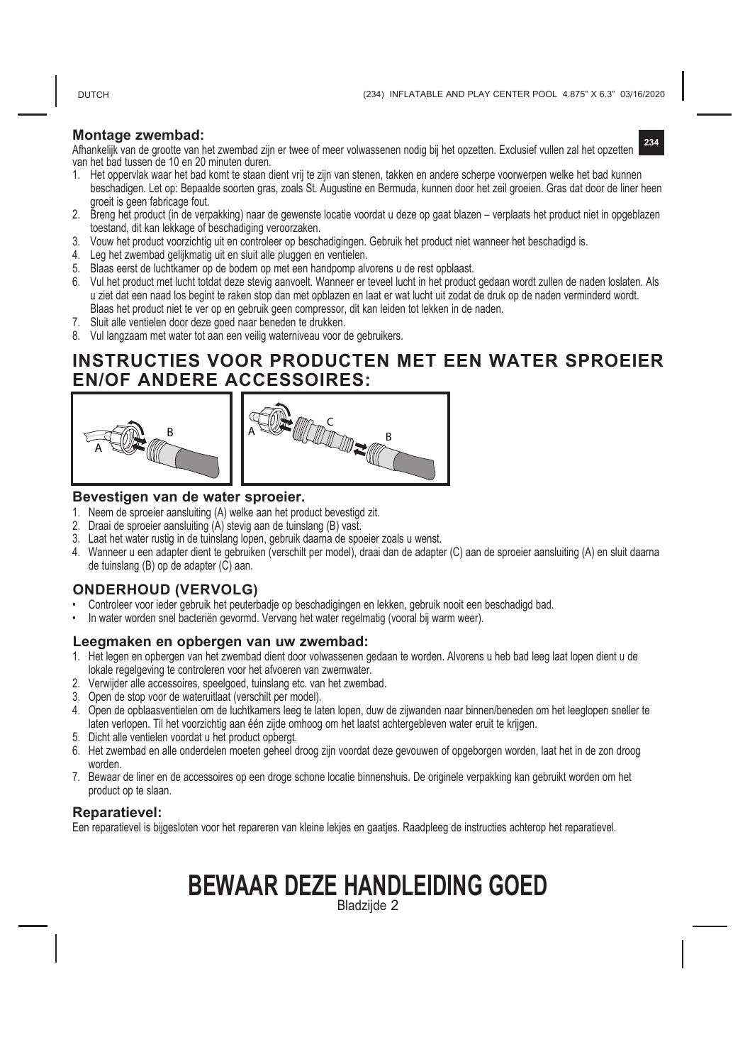### Montage zwembad:

Afhankelijk van de grootte van het zwembad zijn er twee of meer volwassenen nodig bij het opzetten. Exclusief vullen zal het opzetten van het bad tussen de 10 en 20 minuten duren.

1. Het oppervlak waar het bad komt te staan dient vrij te zijn van stenen, takken en andere scherpe voorwerpen welke het bad kunnen beschadigen. Let op: Bepaalde soorten gras, zoals St. Augustine en Bermuda, kunnen door het zeil groeien. Gras dat door de liner heen groeit is geen fabricage fout.
2. Breng het product (in de verpakking) naar de gewenste locatie voordat u deze op gaat blazen – verplaats het product niet in opgeblazen toestand, dit kan lekkage of beschadiging veroorzaken.
3. Vouw het product voorzichtig uit en controleer op beschadigingen. Gebruik het product niet wanneer het beschadigd is.
4. Leg het zwembad gelijkmatig uit en sluit alle pluggen en ventielen.
5. Blaas eerst de luchtkamer op de bodem op met een handpomp alvorens u de rest opblaast.
6. Vul het product met lucht totdat deze stevig aanvoelt. Wanneer er teveel lucht in het product gedaan wordt zullen de naden loslaten. Als u ziet dat een naad los begint te raken stop dan met opblazen en laat er wat lucht uit zodat de druk op de naden verminderd wordt. Blaas het product niet te ver op en gebruik geen compressor, dit kan leiden tot lekken in de naden.
7. Sluit alle ventielen door deze goed naar beneden te drukken.
8. Vul langzaam met water tot aan een veilig waterniveau voor de gebruikers.

## INSTRUCTIES VOOR PRODUCTEN MET EEN WATER SPROEIER EN/OF ANDERE ACCESSOIRES:

### Bevestigen van de water sproeier.

1. Neem de sproeier aansluiting (A) welke aan het product bevestigd zit.
2. Draai de sproeier aansluiting (A) stevig aan de tuinslang (B) vast.
3. Laat het water rustig in de tuinslang lopen, gebruik daarna de spoeier zoals u wenst.
4. Wanneer u een adapter dient te gebruiken (verschilt per model), draai dan de adapter (C) aan de sproeier aansluiting (A) en sluit daarna de tuinslang (B) op de adapter (C) aan.

### ONDERHOUD (VERVOLG)

- Controleer voor ieder gebruik het peuterbadje op beschadigingen en lekken, gebruik nooit een beschadigd bad.
- In water worden snel bacteriën gevormd. Vervang het water regelmatig (vooral bij warm weer).

### Leegmaken en opbergen van uw zwembad:

1. Het legen en opbergen van het zwembad dient door volwassenen gedaan te worden. Alvorens u heb bad leeg laat lopen dient u de lokale regelgeving te controleren voor het afvoeren van zwemwater.
2. Verwijder alle accessoires, speelgoed, tuinslang etc. van het zwembad.
3. Open de stop voor de wateruitlaat (verschilt per model).
4. Open de opblaasventielen om de luchtkamers leeg te laten lopen, duw de zijwanden naar binnen/beneden om het leeglopen sneller te laten verlopen. Til het voorzichtig aan één zijde omhoog om het laatst achtergebleven water eruit te krijgen.
5. Dicht alle ventielen voordat u het product opbergt.
6. Het zwembad en alle onderdelen moeten geheel droog zijn voordat deze gevouwen of opgeborgen worden, laat het in de zon droog worden.
7. Bewaar de liner en de accessoires op een droge schone locatie binnenshuis. De originele verpakking kan gebruikt worden om het product op te slaan.

### Reparatievel:

Een reparatievel is bijgesloten voor het repareren van kleine lekjes en gaatjes. Raadpleeg de instructies achterop het reparatievel.

# BEWAAR DEZE HANDLEIDING GOED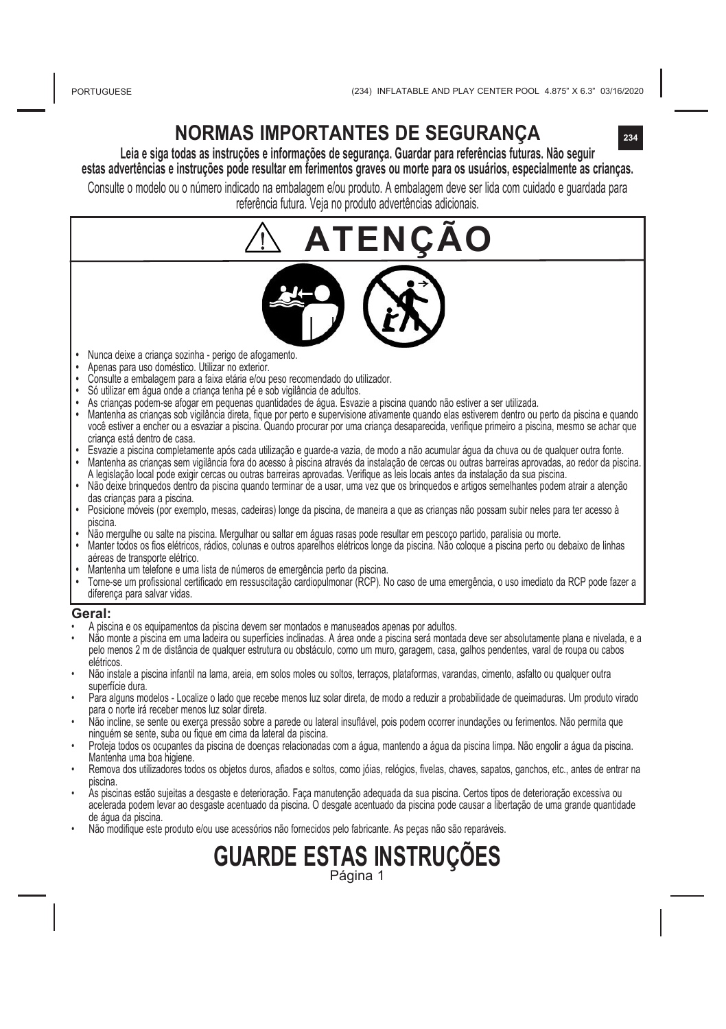# NORMAS IMPORTANTES DE SEGURANÇA

**Leia e siga todas as instruções e informações de segurança. Guardar para referências futuras. Não seguir estas advertências e instruções pode resultar em ferimentos graves ou morte para os usuários, especialmente as crianças.**

Consulte o modelo ou o número indicado na embalagem e/ou produto. A embalagem deve ser lida com cuidado e guardada para referência futura. Veja no produto advertências adicionais.

## ⚠ ATENÇÃO

- Nunca deixe a criança sozinha - perigo de afogamento.
- Apenas para uso doméstico. Utilizar no exterior.
- Consulte a embalagem para a faixa etária e/ou peso recomendado do utilizador.
- Só utilizar em água onde a criança tenha pé e sob vigilância de adultos.
- As crianças podem-se afogar em pequenas quantidades de água. Esvazie a piscina quando não estiver a ser utilizada.
- Mantenha as crianças sob vigilância direta, fique por perto e supervisione ativamente quando elas estiverem dentro ou perto da piscina e quando você estiver a encher ou a esvaziar a piscina. Quando procurar por uma criança desaparecida, verifique primeiro a piscina, mesmo se achar que criança está dentro de casa.
- Esvazie a piscina completamente após cada utilização e guarde-a vazia, de modo a não acumular água da chuva ou de qualquer outra fonte.
- Mantenha as crianças sem vigilância fora do acesso à piscina através da instalação de cercas ou outras barreiras aprovadas, ao redor da piscina. A legislação local pode exigir cercas ou outras barreiras aprovadas. Verifique as leis locais antes da instalação da sua piscina.
- Não deixe brinquedos dentro da piscina quando terminar de a usar, uma vez que os brinquedos e artigos semelhantes podem atrair a atenção das crianças para a piscina.
- Posicione móveis (por exemplo, mesas, cadeiras) longe da piscina, de maneira a que as crianças não possam subir neles para ter acesso à piscina.
- Não mergulhe ou salte na piscina. Mergulhar ou saltar em águas rasas pode resultar em pescoço partido, paralisia ou morte.
- Manter todos os fios elétricos, rádios, colunas e outros aparelhos elétricos longe da piscina. Não coloque a piscina perto ou debaixo de linhas aéreas de transporte elétrico.
- Mantenha um telefone e uma lista de números de emergência perto da piscina.
- Torne-se um profissional certificado em ressuscitação cardiopulmonar (RCP). No caso de uma emergência, o uso imediato da RCP pode fazer a diferença para salvar vidas.

### Geral:

- A piscina e os equipamentos da piscina devem ser montados e manuseados apenas por adultos.
- Não monte a piscina em uma ladeira ou superfícies inclinadas. A área onde a piscina será montada deve ser absolutamente plana e nivelada, e a pelo menos 2 m de distância de qualquer estrutura ou obstáculo, como um muro, garagem, casa, galhos pendentes, varal de roupa ou cabos elétricos.
- Não instale a piscina infantil na lama, areia, em solos moles ou soltos, terraços, plataformas, varandas, cimento, asfalto ou qualquer outra superfície dura.
- Para alguns modelos - Localize o lado que recebe menos luz solar direta, de modo a reduzir a probabilidade de queimaduras. Um produto virado para o norte irá receber menos luz solar direta.
- Não incline, se sente ou exerça pressão sobre a parede ou lateral insuflável, pois podem ocorrer inundações ou ferimentos. Não permita que ninguém se sente, suba ou fique em cima da lateral da piscina.
- Proteja todos os ocupantes da piscina de doenças relacionadas com a água, mantendo a água da piscina limpa. Não engolir a água da piscina. Mantenha uma boa higiene.
- Remova dos utilizadores todos os objetos duros, afiados e soltos, como jóias, relógios, fivelas, chaves, sapatos, ganchos, etc., antes de entrar na piscina.
- As piscinas estão sujeitas a desgaste e deterioração. Faça manutenção adequada da sua piscina. Certos tipos de deterioração excessiva ou acelerada podem levar ao desgaste acentuado da piscina. O desgate acentuado da piscina pode causar a libertação de uma grande quantidade de água da piscina.
- Não modifique este produto e/ou use acessórios não fornecidos pelo fabricante. As peças não são reparáveis.

# GUARDE ESTAS INSTRUÇÕES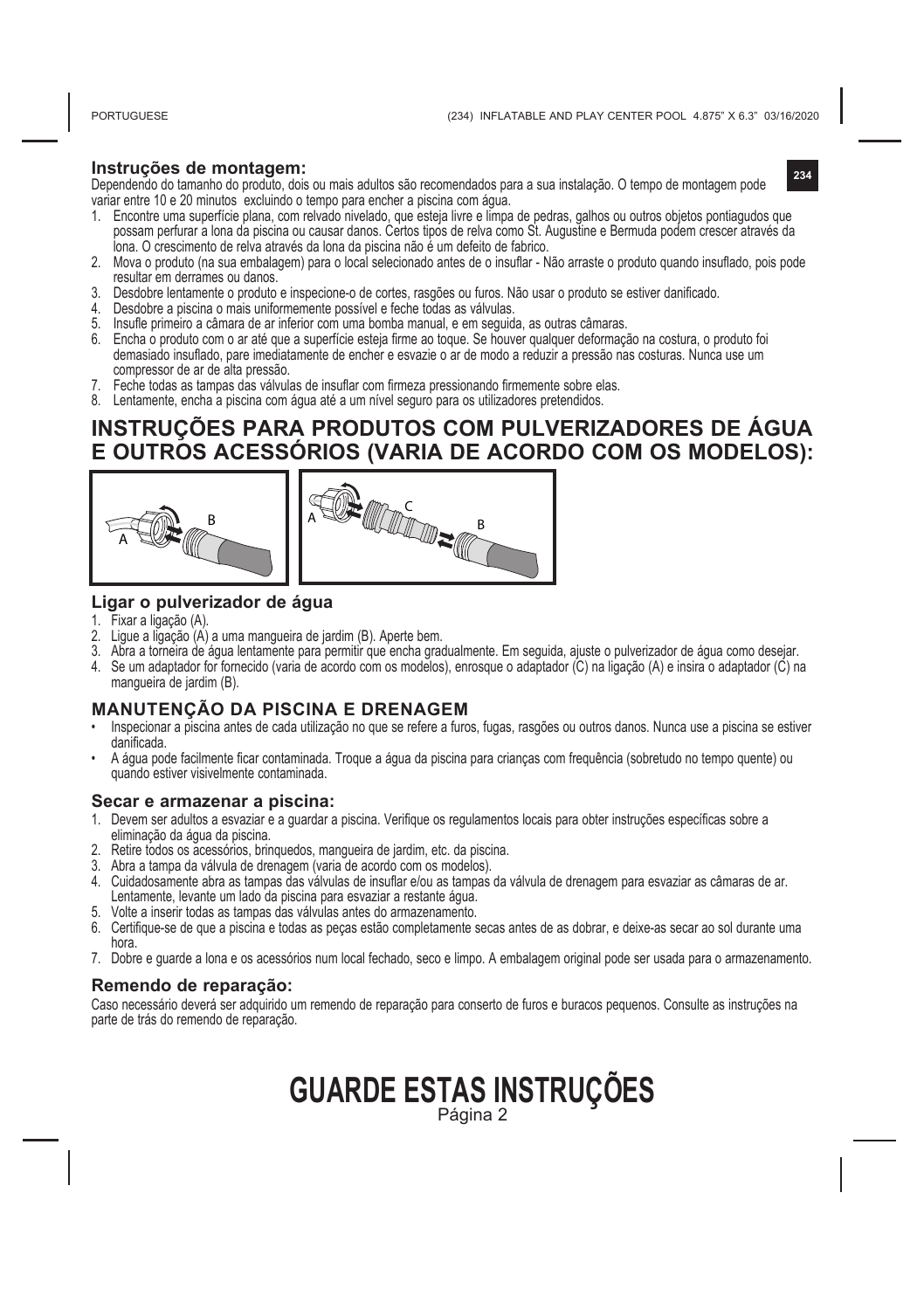### Instruções de montagem:

Dependendo do tamanho do produto, dois ou mais adultos são recomendados para a sua instalação. O tempo de montagem pode variar entre 10 e 20 minutos excluindo o tempo para encher a piscina com água.

1. Encontre uma superfície plana, com relvado nivelado, que esteja livre e limpa de pedras, galhos ou outros objetos pontiagudos que possam perfurar a lona da piscina ou causar danos. Certos tipos de relva como St. Augustine e Bermuda podem crescer através da lona. O crescimento de relva através da lona da piscina não é um defeito de fabrico.
2. Mova o produto (na sua embalagem) para o local selecionado antes de o insuflar - Não arraste o produto quando insuflado, pois pode resultar em derrames ou danos.
3. Desdobre lentamente o produto e inspecione-o de cortes, rasgões ou furos. Não usar o produto se estiver danificado.
4. Desdobre a piscina o mais uniformemente possível e feche todas as válvulas.
5. Insufle primeiro a câmara de ar inferior com uma bomba manual, e em seguida, as outras câmaras.
6. Encha o produto com o ar até que a superfície esteja firme ao toque. Se houver qualquer deformação na costura, o produto foi demasiado insuflado, pare imediatamente de encher e esvazie o ar de modo a reduzir a pressão nas costuras. Nunca use um compressor de ar de alta pressão.
7. Feche todas as tampas das válvulas de insuflar com firmeza pressionando firmemente sobre elas.
8. Lentamente, encha a piscina com água até a um nível seguro para os utilizadores pretendidos.

## INSTRUÇÕES PARA PRODUTOS COM PULVERIZADORES DE ÁGUA E OUTROS ACESSÓRIOS (VARIA DE ACORDO COM OS MODELOS):

A B

A C B

### Ligar o pulverizador de água

1. Fixar a ligação (A).
2. Ligue a ligação (A) a uma mangueira de jardim (B). Aperte bem.
3. Abra a torneira de água lentamente para permitir que encha gradualmente. Em seguida, ajuste o pulverizador de água como desejar.
4. Se um adaptador for fornecido (varia de acordo com os modelos), enrosque o adaptador (C) na ligação (A) e insira o adaptador (C) na mangueira de jardim (B).

### MANUTENÇÃO DA PISCINA E DRENAGEM

- Inspecionar a piscina antes de cada utilização no que se refere a furos, fugas, rasgões ou outros danos. Nunca use a piscina se estiver danificada.
- A água pode facilmente ficar contaminada. Troque a água da piscina para crianças com frequência (sobretudo no tempo quente) ou quando estiver visivelmente contaminada.

### Secar e armazenar a piscina:

1. Devem ser adultos a esvaziar e a guardar a piscina. Verifique os regulamentos locais para obter instruções específicas sobre a eliminação da água da piscina.
2. Retire todos os acessórios, brinquedos, mangueira de jardim, etc. da piscina.
3. Abra a tampa da válvula de drenagem (varia de acordo com os modelos).
4. Cuidadosamente abra as tampas das válvulas de insuflar e/ou as tampas da válvula de drenagem para esvaziar as câmaras de ar. Lentamente, levante um lado da piscina para esvaziar a restante água.
5. Volte a inserir todas as tampas das válvulas antes do armazenamento.
6. Certifique-se de que a piscina e todas as peças estão completamente secas antes de as dobrar, e deixe-as secar ao sol durante uma hora.
7. Dobre e guarde a lona e os acessórios num local fechado, seco e limpo. A embalagem original pode ser usada para o armazenamento.

### Remendo de reparação:

Caso necessário deverá ser adquirido um remendo de reparação para conserto de furos e buracos pequenos. Consulte as instruções na parte de trás do remendo de reparação.

# GUARDE ESTAS INSTRUÇÕES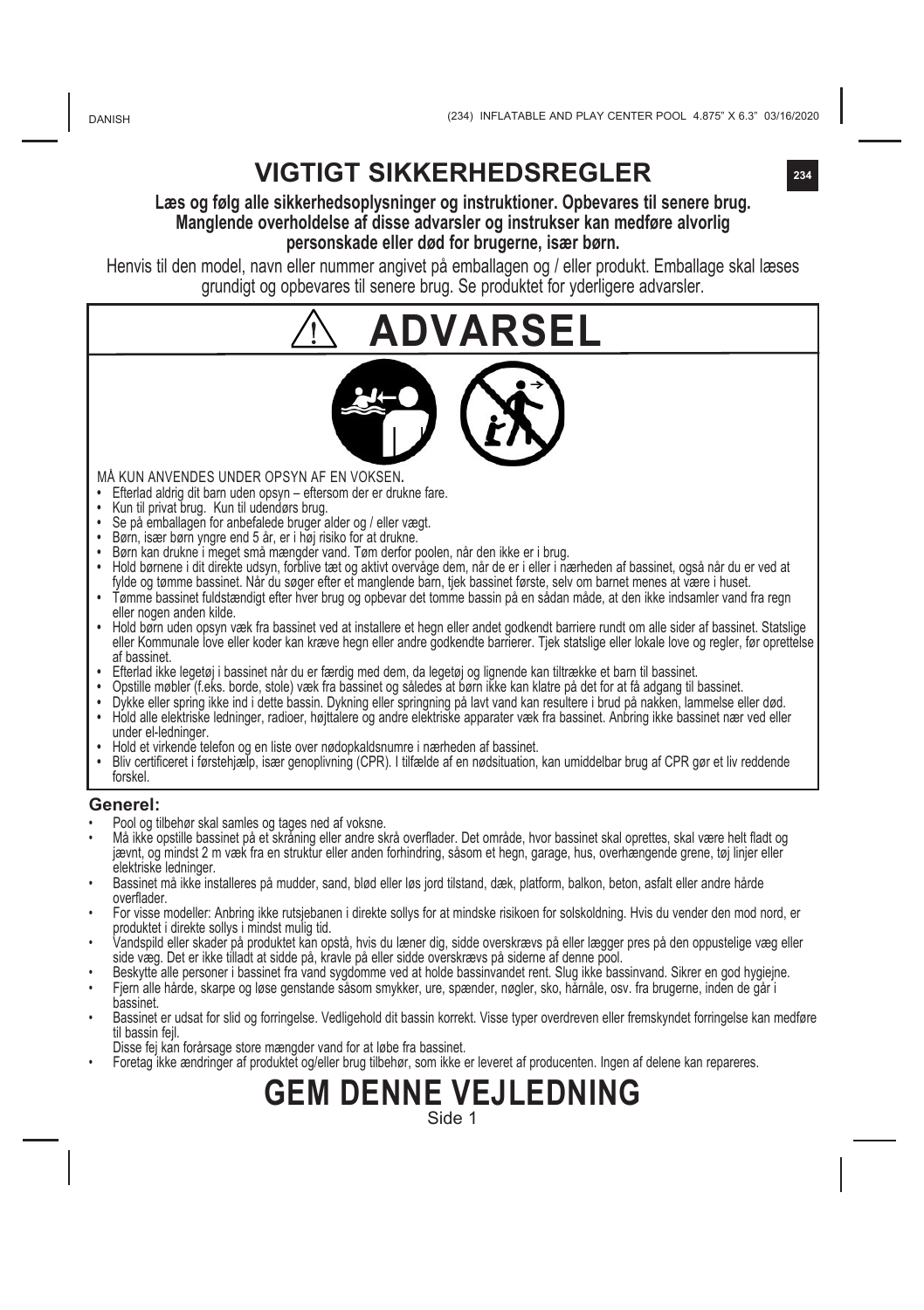# VIGTIGT SIKKERHEDSREGLER

**Læs og følg alle sikkerhedsoplysninger og instruktioner. Opbevares til senere brug. Manglende overholdelse af disse advarsler og instrukser kan medføre alvorlig personskade eller død for brugerne, især børn.**

Henvis til den model, navn eller nummer angivet på emballagen og / eller produkt. Emballage skal læses grundigt og opbevares til senere brug. Se produktet for yderligere advarsler.

## ⚠ ADVARSEL

MÅ KUN ANVENDES UNDER OPSYN AF EN VOKSEN.

- Efterlad aldrig dit barn uden opsyn – eftersom der er drukne fare.
- Kun til privat brug. Kun til udendørs brug.
- Se på emballagen for anbefalede bruger alder og / eller vægt.
- Børn, især børn yngre end 5 år, er i høj risiko for at drukne.
- Børn kan drukne i meget små mængder vand. Tøm derfor poolen, når den ikke er i brug.
- Hold børnene i dit direkte udsyn, forblive tæt og aktivt overvåge dem, når de er i eller i nærheden af bassinet, også når du er ved at fylde og tømme bassinet. Når du søger efter et manglende barn, tjek bassinet første, selv om barnet menes at være i huset.
- Tømme bassinet fuldstændigt efter hver brug og opbevar det tomme bassin på en sådan måde, at den ikke indsamler vand fra regn eller nogen anden kilde.
- Hold børn uden opsyn væk fra bassinet ved at installere et hegn eller andet godkendt barriere rundt om alle sider af bassinet. Statslige eller Kommunale love eller koder kan kræve hegn eller andre godkendte barrierer. Tjek statslige eller lokale love og regler, før oprettelse af bassinet.
- Efterlad ikke legetøj i bassinet når du er færdig med dem, da legetøj og lignende kan tiltrække et barn til bassinet.
- Opstille møbler (f.eks. borde, stole) væk fra bassinet og således at børn ikke kan klatre på det for at få adgang til bassinet.
- Dykke eller spring ikke ind i dette bassin. Dykning eller springning på lavt vand kan resultere i brud på nakken, lammelse eller død.
- Hold alle elektriske ledninger, radioer, højttalere og andre elektriske apparater væk fra bassinet. Anbring ikke bassinet nær ved eller under el-ledninger.
- Hold et virkende telefon og en liste over nødopkaldsnumre i nærheden af bassinet.
- Bliv certificeret i førstehjælp, især genoplivning (CPR). I tilfælde af en nødsituation, kan umiddelbar brug af CPR gør et liv reddende forskel.

### Generel:

- Pool og tilbehør skal samles og tages ned af voksne.
- Må ikke opstille bassinet på et skråning eller andre skrå overflader. Det område, hvor bassinet skal oprettes, skal være helt fladt og jævnt, og mindst 2 m væk fra en struktur eller anden forhindring, såsom et hegn, garage, hus, overhængende grene, tøj linjer eller elektriske ledninger.
- Bassinet må ikke installeres på mudder, sand, blød eller løs jord tilstand, dæk, platform, balkon, beton, asfalt eller andre hårde overflader.
- For visse modeller: Anbring ikke rutsjebanen i direkte sollys for at mindske risikoen for solskoldning. Hvis du vender den mod nord, er produktet i direkte sollys i mindst mulig tid.
- Vandspild eller skader på produktet kan opstå, hvis du læner dig, sidde overskrævs på eller lægger pres på den oppustelige væg eller side væg. Det er ikke tilladt at sidde på, kravle på eller sidde overskrævs på siderne af denne pool.
- Beskytte alle personer i bassinet fra vand sygdomme ved at holde bassinvandet rent. Slug ikke bassinvand. Sikrer en god hygiejne.
- Fjern alle hårde, skarpe og løse genstande såsom smykker, ure, spænder, nøgler, sko, hårnåle, osv. fra brugerne, inden de går i bassinet.
- Bassinet er udsat for slid og forringelse. Vedligehold dit bassin korrekt. Visse typer overdreven eller fremskyndet forringelse kan medføre til bassin fejl.
  Disse fejl kan forårsage store mængder vand for at løbe fra bassinet.
- Foretag ikke ændringer af produktet og/eller brug tilbehør, som ikke er leveret af producenten. Ingen af delene kan repareres.

# GEM DENNE VEJLEDNING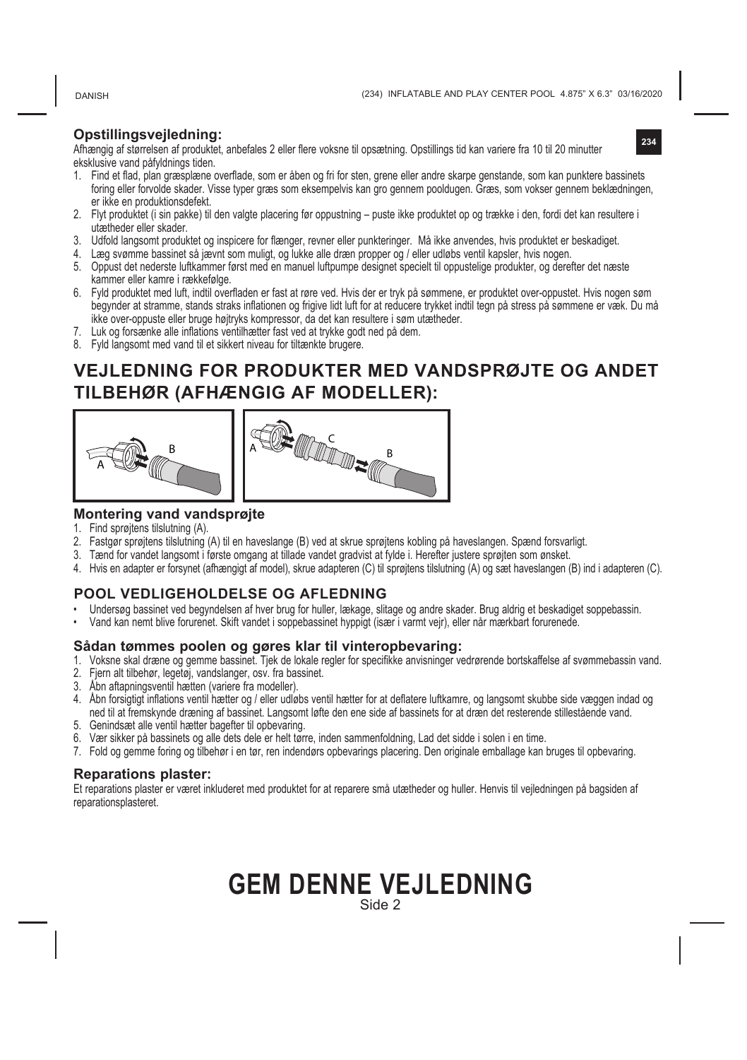## Opstillingsvejledning:

Afhængig af størrelsen af produktet, anbefales 2 eller flere voksne til opsætning. Opstillings tid kan variere fra 10 til 20 minutter eksklusive vand påfyldnings tiden.

1. Find et flad, plan græsplæne overflade, som er åben og fri for sten, grene eller andre skarpe genstande, som kan punktere bassinets foring eller forvolde skader. Visse typer græs som eksempelvis kan gro gennem pooldugen. Græs, som vokser gennem beklædningen, er ikke en produktionsdefekt.
2. Flyt produktet (i sin pakke) til den valgte placering før oppustning – puste ikke produktet op og trække i den, fordi det kan resultere i utætheder eller skader.
3. Udfold langsomt produktet og inspicere for flænger, revner eller punkteringer. Må ikke anvendes, hvis produktet er beskadiget.
4. Læg svømme bassinet så jævnt som muligt, og lukke alle dræn propper og / eller udløbs ventil kapsler, hvis nogen.
5. Oppust det nederste luftkammer først med en manuel luftpumpe designet specielt til oppustelige produkter, og derefter det næste kammer eller kamre i rækkefølge.
6. Fyld produktet med luft, indtil overfladen er fast at røre ved. Hvis der er tryk på sømmene, er produktet over-oppustet. Hvis nogen søm begynder at stramme, stands straks inflationen og frigive lidt luft for at reducere trykket indtil tegn på stress på sømmene er væk. Du må ikke over-oppuste eller bruge højtryks kompressor, da det kan resultere i søm utætheder.
7. Luk og forsænke alle inflations ventilhætter fast ved at trykke godt ned på dem.
8. Fyld langsomt med vand til et sikkert niveau for tiltænkte brugere.

# VEJLEDNING FOR PRODUKTER MED VANDSPRØJTE OG ANDET TILBEHØR (AFHÆNGIG AF MODELLER):

A B

A C B

### Montering vand vandsprøjte

1. Find sprøjtens tilslutning (A).
2. Fastgør sprøjtens tilslutning (A) til en haveslange (B) ved at skrue sprøjtens kobling på haveslangen. Spænd forsvarligt.
3. Tænd for vandet langsomt i første omgang at tillade vandet gradvist at fylde i. Herefter justere sprøjten som ønsket.
4. Hvis en adapter er forsynet (afhængigt af model), skrue adapteren (C) til sprøjtens tilslutning (A) og sæt haveslangen (B) ind i adapteren (C).

## POOL VEDLIGEHOLDELSE OG AFLEDNING

- Undersøg bassinet ved begyndelsen af hver brug for huller, lækage, slitage og andre skader. Brug aldrig et beskadiget soppebassin.
- Vand kan nemt blive forurenet. Skift vandet i soppebassinet hyppigt (især i varmt vejr), eller når mærkbart forurenede.

### Sådan tømmes poolen og gøres klar til vinteropbevaring:

1. Voksne skal dræne og gemme bassinet. Tjek de lokale regler for specifikke anvisninger vedrørende bortskaffelse af svømmebassin vand.
2. Fjern alt tilbehør, legetøj, vandslanger, osv. fra bassinet.
3. Åbn aftapningsventil hætten (variere fra modeller).
4. Åbn forsigtigt inflations ventil hætter og / eller udløbs ventil hætter for at deflatere luftkamre, og langsomt skubbe side væggen indad og ned til at fremskynde dræning af bassinet. Langsomt løfte den ene side af bassinets for at dræn det resterende stillestående vand.
5. Genindsæt alle ventil hætter bagefter til opbevaring.
6. Vær sikker på bassinets og alle dets dele er helt tørre, inden sammenfoldning, Lad det sidde i solen i en time.
7. Fold og gemme foring og tilbehør i en tør, ren indendørs opbevarings placering. Den originale emballage kan bruges til opbevaring.

### Reparations plaster:

Et reparations plaster er været inkluderet med produktet for at reparere små utætheder og huller. Henvis til vejledningen på bagsiden af reparationsplasteret.

# GEM DENNE VEJLEDNING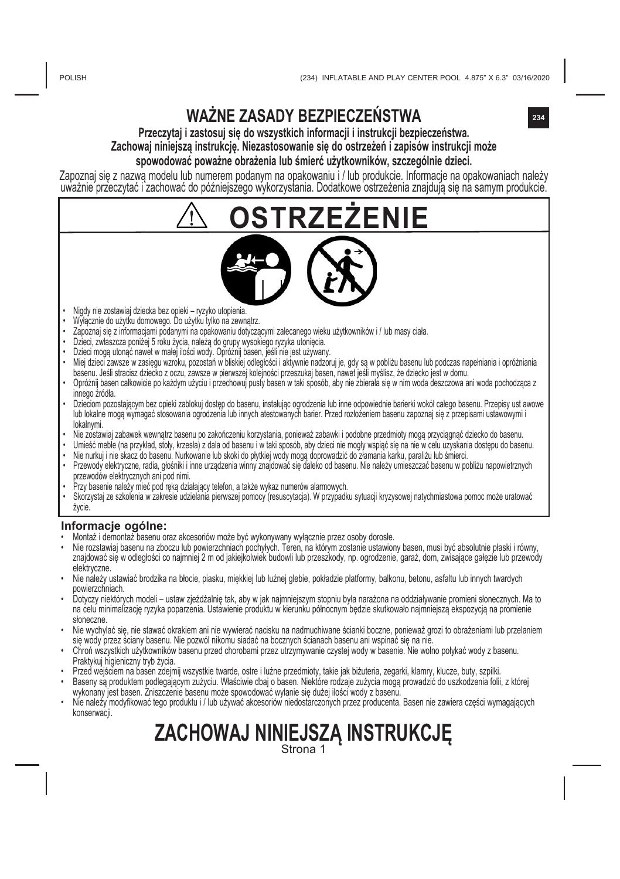# WAŻNE ZASADY BEZPIECZEŃSTWA

**Przeczytaj i zastosuj się do wszystkich informacji i instrukcji bezpieczeństwa. Zachowaj niniejszą instrukcję. Niezastosowanie się do ostrzeżeń i zapisów instrukcji może spowodować poważne obrażenia lub śmierć użytkowników, szczególnie dzieci.**

Zapoznaj się z nazwą modelu lub numerem podanym na opakowaniu i / lub produkcie. Informacje na opakowaniach należy uważnie przeczytać i zachować do późniejszego wykorzystania. Dodatkowe ostrzeżenia znajdują się na samym produkcie.

## ⚠ OSTRZEŻENIE

- Nigdy nie zostawiaj dziecka bez opieki – ryzyko utopienia.
- Wyłącznie do użytku domowego. Do użytku tylko na zewnątrz.
- Zapoznaj się z informacjami podanymi na opakowaniu dotyczącymi zalecanego wieku użytkowników i / lub masy ciała.
- Dzieci, zwłaszcza poniżej 5 roku życia, należą do grupy wysokiego ryzyka utonięcia.
- Dzieci mogą utonąć nawet w małej ilości wody. Opróżnij basen, jeśli nie jest używany.
- Miej dzieci zawsze w zasięgu wzroku, pozostań w bliskiej odległości i aktywnie nadzoruj je, gdy są w pobliżu basenu lub podczas napełniania i opróżniania basenu. Jeśli stracisz dziecko z oczu, zawsze w pierwszej kolejności przeszukaj basen, nawet jeśli myślisz, że dziecko jest w domu.
- Opróżnij basen całkowicie po każdym użyciu i przechowuj pusty basen w taki sposób, aby nie zbierała się w nim woda deszczowa ani woda pochodząca z innego źródła.
- Dzieciom pozostającym bez opieki zablokuj dostęp do basenu, instalując ogrodzenia lub inne odpowiednie barierki wokół całego basenu. Przepisy ust awowe lub lokalne mogą wymagać stosowania ogrodzenia lub innych atestowanych barier. Przed rozłożeniem basenu zapoznaj się z przepisami ustawowymi i lokalnymi.
- Nie zostawiaj zabawek wewnątrz basenu po zakończeniu korzystania, ponieważ zabawki i podobne przedmioty mogą przyciągnąć dziecko do basenu.
- Umieść meble (na przykład, stoły, krzesła) z dala od basenu i w taki sposób, aby dzieci nie mogły wspiąć się na nie w celu uzyskania dostępu do basenu.
- Nie nurkuj i nie skacz do basenu. Nurkowanie lub skoki do płytkiej wody mogą doprowadzić do złamania karku, paraliżu lub śmierci.
- Przewody elektryczne, radia, głośniki i inne urządzenia winny znajdować się daleko od basenu. Nie należy umieszczać basenu w pobliżu napowietrznych przewodów elektrycznych ani pod nimi.
- Przy basenie należy mieć pod ręką działający telefon, a także wykaz numerów alarmowych.
- Skorzystaj ze szkolenia w zakresie udzielania pierwszej pomocy (resuscytacja). W przypadku sytuacji kryzysowej natychmiastowa pomoc może uratować życie.

### Informacje ogólne:

- Montaż i demontaż basenu oraz akcesoriów może być wykonywany wyłącznie przez osoby dorosłe.
- Nie rozstawiaj basenu na zboczu lub powierzchniach pochyłych. Teren, na którym zostanie ustawiony basen, musi być absolutnie płaski i równy, znajdować się w odległości co najmniej 2 m od jakiejkolwiek budowli lub przeszkody, np. ogrodzenie, garaż, dom, zwisające gałęzie lub przewody elektryczne.
- Nie należy ustawiać brodzika na błocie, piasku, miękkiej lub luźnej glebie, pokładzie platformy, balkonu, betonu, asfaltu lub innych twardych powierzchniach.
- Dotyczy niektórych modeli – ustaw zjeżdżalnię tak, aby w jak najmniejszym stopniu była narażona na oddziaływanie promieni słonecznych. Ma to na celu minimalizację ryzyka poparzenia. Ustawienie produktu w kierunku północnym będzie skutkowało najmniejszą ekspozycją na promienie słoneczne.
- Nie wychylać się, nie stawać okrakiem ani nie wywierać nacisku na nadmuchiwane ścianki boczne, ponieważ grozi to obrażeniami lub przelaniem się wody przez ściany basenu. Nie pozwól nikomu siadać na bocznych ścianach basenu ani wspinać się na nie.
- Chroń wszystkich użytkowników basenu przed chorobami przez utrzymywanie czystej wody w basenie. Nie wolno połykać wody z basenu. Praktykuj higieniczny tryb życia.
- Przed wejściem na basen zdejmij wszystkie twarde, ostre i luźne przedmioty, takie jak biżuteria, zegarki, klamry, klucze, buty, szpilki.
- Baseny są produktem podlegającym zużyciu. Właściwie dbaj o basen. Niektóre rodzaje zużycia mogą prowadzić do uszkodzenia folii, z której wykonany jest basen. Zniszczenie basenu może spowodować wylanie się dużej ilości wody z basenu.
- Nie należy modyfikować tego produktu i / lub używać akcesoriów niedostarczonych przez producenta. Basen nie zawiera części wymagających konserwacji.

## ZACHOWAJ NINIEJSZĄ INSTRUKCJĘ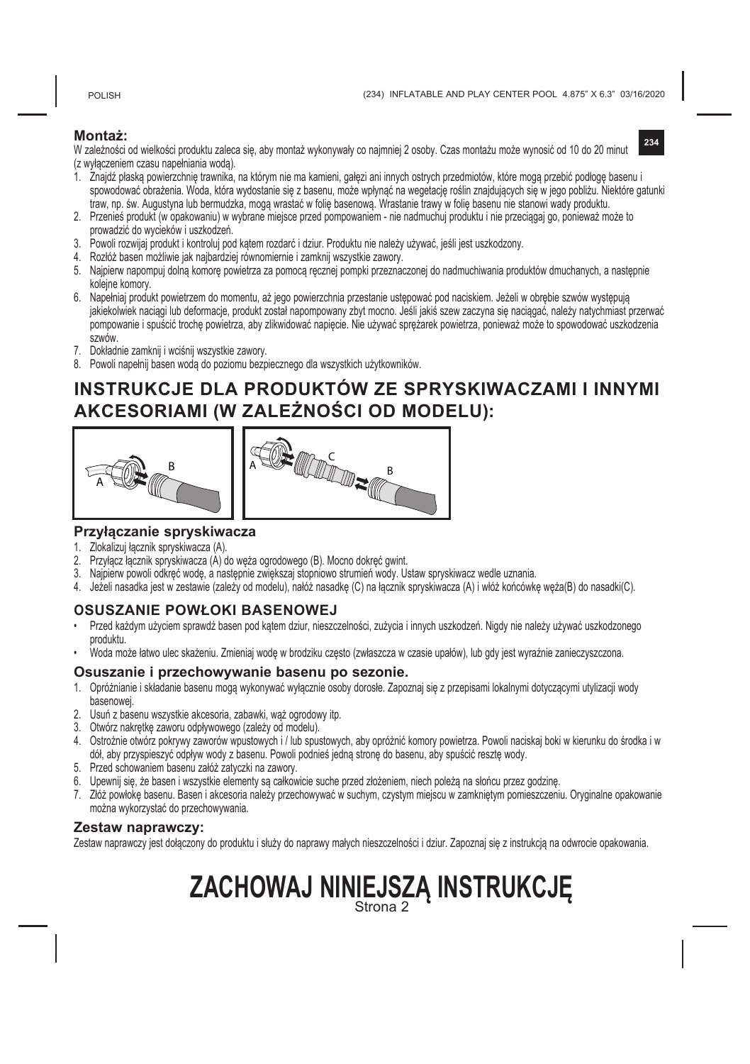## Montaż:

W zależności od wielkości produktu zaleca się, aby montaż wykonywały co najmniej 2 osoby. Czas montażu może wynosić od 10 do 20 minut (z wyłączeniem czasu napełniania wodą).

1. Znajdź płaską powierzchnię trawnika, na którym nie ma kamieni, gałęzi ani innych ostrych przedmiotów, które mogą przebić podłogę basenu i spowodować obrażenia. Woda, która wydostanie się z basenu, może wpłynąć na wegetację roślin znajdujących się w jego pobliżu. Niektóre gatunki traw, np. św. Augustyna lub bermudzka, mogą wrastać w folię basenową. Wrastanie trawy w folię basenu nie stanowi wady produktu.
2. Przenieś produkt (w opakowaniu) w wybrane miejsce przed pompowaniem - nie nadmuchuj produktu i nie przeciągaj go, ponieważ może to prowadzić do wycieków i uszkodzeń.
3. Powoli rozwijaj produkt i kontroluj pod kątem rozdarć i dziur. Produktu nie należy używać, jeśli jest uszkodzony.
4. Rozłóż basen możliwie jak najbardziej równomiernie i zamknij wszystkie zawory.
5. Najpierw napompuj dolną komorę powietrza za pomocą ręcznej pompki przeznaczonej do nadmuchiwania produktów dmuchanych, a następnie kolejne komory.
6. Napełniaj produkt powietrzem do momentu, aż jego powierzchnia przestanie ustępować pod naciskiem. Jeżeli w obrębie szwów występują jakiekolwiek naciągi lub deformacje, produkt został napompowany zbyt mocno. Jeśli jakiś szew zaczyna się naciągać, należy natychmiast przerwać pompowanie i spuścić trochę powietrza, aby zlikwidować napięcie. Nie używać sprężarek powietrza, ponieważ może to spowodować uszkodzenia szwów.
7. Dokładnie zamknij i wciśnij wszystkie zawory.
8. Powoli napełnij basen wodą do poziomu bezpiecznego dla wszystkich użytkowników.

# INSTRUKCJE DLA PRODUKTÓW ZE SPRYSKIWACZAMI I INNYMI AKCESORIAMI (W ZALEŻNOŚCI OD MODELU):

### Przyłączanie spryskiwacza

1. Zlokalizuj łącznik spryskiwacza (A).
2. Przyłącz łącznik spryskiwacza (A) do węża ogrodowego (B). Mocno dokręć gwint.
3. Najpierw powoli odkręć wodę, a następnie zwiększaj stopniowo strumień wody. Ustaw spryskiwacz wedle uznania.
4. Jeżeli nasadka jest w zestawie (zależy od modelu), nałóż nasadkę (C) na łącznik spryskiwacza (A) i włóż końcówkę węża(B) do nasadki(C).

## OSUSZANIE POWŁOKI BASENOWEJ

- Przed każdym użyciem sprawdź basen pod kątem dziur, nieszczelności, zużycia i innych uszkodzeń. Nigdy nie należy używać uszkodzonego produktu.
- Woda może łatwo ulec skażeniu. Zmieniaj wodę w brodziku często (zwłaszcza w czasie upałów), lub gdy jest wyraźnie zanieczyszczona.

### Osuszanie i przechowywanie basenu po sezonie.

1. Opróżnianie i składanie basenu mogą wykonywać wyłącznie osoby dorosłe. Zapoznaj się z przepisami lokalnymi dotyczącymi utylizacji wody basenowej.
2. Usuń z basenu wszystkie akcesoria, zabawki, wąż ogrodowy itp.
3. Otwórz nakrętkę zaworu odpływowego (zależy od modelu).
4. Ostrożnie otwórz pokrywy zaworów wpustowych i / lub spustowych, aby opróżnić komory powietrza. Powoli naciskaj boki w kierunku do środka i w dół, aby przyspieszyć odpływ wody z basenu. Powoli podnieś jedną stronę do basenu, aby spuścić resztę wody.
5. Przed schowaniem basenu załóż zatyczki na zawory.
6. Upewnij się, że basen i wszystkie elementy są całkowicie suche przed złożeniem, niech poleżą na słońcu przez godzinę.
7. Złóż powłokę basenu. Basen i akcesoria należy przechowywać w suchym, czystym miejscu w zamkniętym pomieszczeniu. Oryginalne opakowanie można wykorzystać do przechowywania.

### Zestaw naprawczy:

Zestaw naprawczy jest dołączony do produktu i służy do naprawy małych nieszczelności i dziur. Zapoznaj się z instrukcją na odwrocie opakowania.

# ZACHOWAJ NINIEJSZĄ INSTRUKCJĘ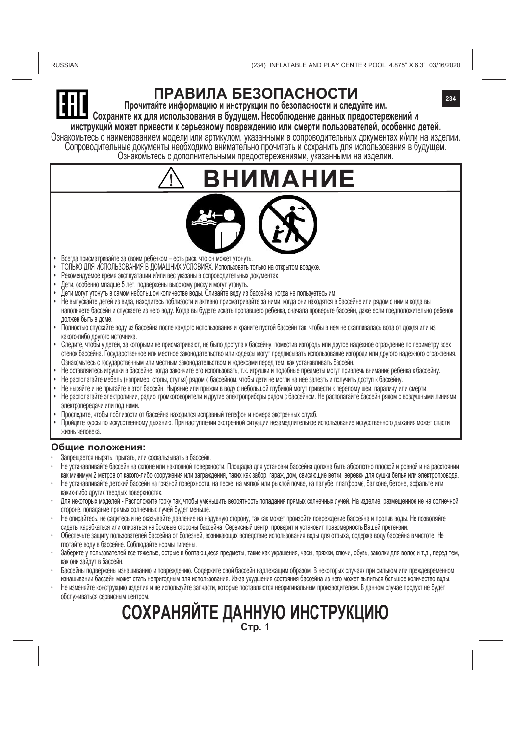# ПРАВИЛА БЕЗОПАСНОСТИ

**Прочитайте информацию и инструкции по безопасности и следуйте им. Сохраните их для использования в будущем. Несоблюдение данных предостережений и инструкций может привести к серьезному повреждению или смерти пользователей, особенно детей.**

Ознакомьтесь с наименованием модели или артикулом, указанными в сопроводительных документах и/или на изделии. Сопроводительные документы необходимо внимательно прочитать и сохранить для использования в будущем. Ознакомьтесь с дополнительными предостережениями, указанными на изделии.

## ⚠ ВНИМАНИЕ

- Всегда присматривайте за своим ребенком – есть риск, что он может утонуть.
- ТОЛЬКО ДЛЯ ИСПОЛЬЗОВАНИЯ В ДОМАШНИХ УСЛОВИЯХ. Использовать только на открытом воздухе.
- Рекомендуемое время эксплуатации и/или вес указаны в сопроводительных документах.
- Дети, особенно младше 5 лет, подвержены высокому риску и могут утонуть.
- Дети могут утонуть в самом небольшом количестве воды. Сливайте воду из бассейна, когда не пользуетесь им.
- Не выпускайте детей из вида, находитесь поблизости и активно присматривайте за ними, когда они находятся в бассейне или рядом с ним и когда вы наполняете бассейн и спускаете из него воду. Когда вы будете искать пропавшего ребенка, сначала проверьте бассейн, даже если предположительно ребенок должен быть в доме.
- Полностью спускайте воду из бассейна после каждого использования и храните пустой бассейн так, чтобы в нем не скапливалась вода от дождя или из какого-либо другого источника.
- Следите, чтобы у детей, за которыми не присматривают, не было доступа к бассейну, поместив изгородь или другое надежное ограждение по периметру всех стенок бассейна. Государственное или местное законодательство или кодексы могут предписывать использование изгороди или другого надежного ограждения. Ознакомьтесь с государственным или местным законодательством и кодексами перед тем, как устанавливать бассейн.
- Не оставляйтесь игрушки в бассейне, когда закончите его использовать, т.к. игрушки и подобные предметы могут привлечь внимание ребенка к бассейну.
- Не располагайте мебель (например, столы, стулья) рядом с бассейном, чтобы дети не могли на нее залезть и получить доступ к бассейну.
- Не ныряйте и не прыгайте в этот бассейн. Ныряние или прыжки в воду с небольшой глубиной могут привести к перелому шеи, параличу или смерти.
- Не располагайте электролинии, радио, громкоговорители и другие электроприборы рядом с бассейном. Не располагайте бассейн рядом с воздушными линиями электропередачи или под ними.
- Проследите, чтобы поблизости от бассейна находился исправный телефон и номера экстренных служб.
- Пройдите курсы по искусственному дыханию. При наступлении экстренной ситуации незамедлительное использование искусственного дыхания может спасти жизнь человека.

### Общие положения:

- Запрещается нырять, прыгать, или соскальзывать в бассейн.
- Не устанавливайте бассейн на склоне или наклонной поверхности. Площадка для установки бассейна должна быть абсолютно плоской и ровной и на расстоянии как минимум 2 метров от какого-либо сооружения или заграждения, таких как забор, гараж, дом, свисающие ветки, веревки для сушки белья или электропровода.
- Не устанавливайте детский бассейн на грязной поверхности, на песке, на мягкой или рыхлой почве, на палубе, платформе, балконе, бетоне, асфальте или каких-либо других твердых поверхностях.
- Для некоторых моделей - Расположите горку так, чтобы уменьшить вероятность попадания прямых солнечных лучей. На изделие, размещенное не на солнечной стороне, попадание прямых солнечных лучей будет меньше.
- Не опирайтесь, не садитесь и не оказывайте давление на надувную сторону, так как может произойти повреждение бассейна и пролив воды. Не позволяйте сидеть, карабкаться или опираться на боковые стороны бассейна. Сервисный центр проверит и установит правомерность Вашей претензии.
- Обеспечьте защиту пользователей бассейна от болезней, возникающих вследствие использования воды для отдыха, содержа воду бассейна в чистоте. Не глотайте воду в бассейне. Соблюдайте нормы гигиены.
- Заберите у пользователей все тяжелые, острые и болтающиеся предметы, такие как украшения, часы, пряжки, ключи, обувь, заколки для волос и т.д., перед тем, как они зайдут в бассейн.
- Бассейны подвержены изнашиванию и повреждению. Содержите свой бассейн надлежащим образом. В некоторых случаях при сильном или преждевременном изнашивании бассейн может стать непригодным для использования. Из-за ухудшения состояния бассейна из него может вылиться большое количество воды.
- Не изменяйте конструкцию изделия и не используйте запчасти, которые поставляются неоригинальным производителем. В данном случае продукт не будет обслуживаться сервисным центром.

# СОХРАНЯЙТЕ ДАННУЮ ИНСТРУКЦИЮ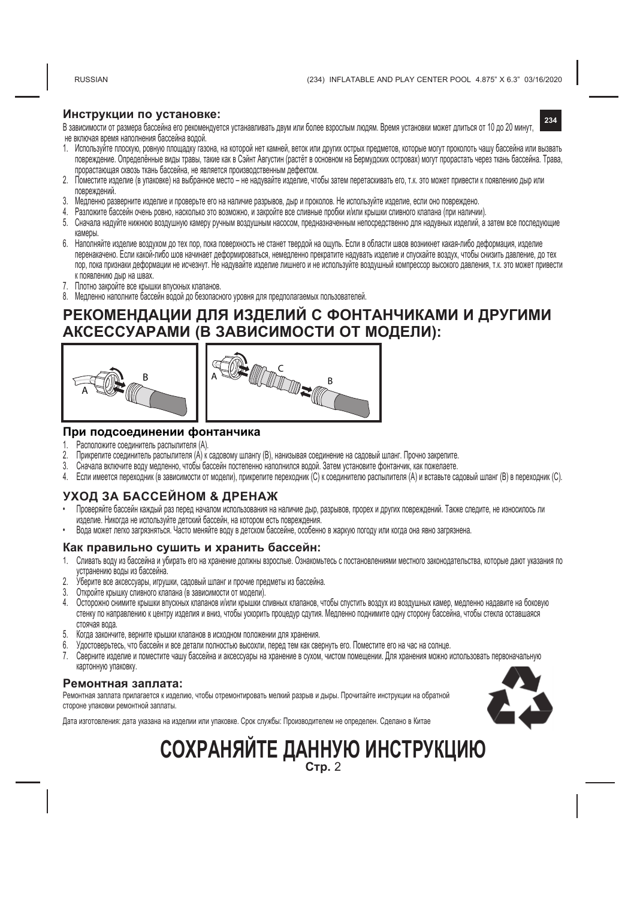### Инструкции по установке:

В зависимости от размера бассейна его рекомендуется устанавливать двум или более взрослым людям. Время установки может длиться от 10 до 20 минут, не включая время наполнения бассейна водой.

1. Используйте плоскую, ровную площадку газона, на которой нет камней, веток или других острых предметов, которые могут проколоть чашу бассейна или вызвать повреждение. Определённые виды травы, такие как Сэйнт Августин (растёт в основном на Бермудских островах) могут прорастать через ткань бассейна. Трава, прорастающая сквозь ткань бассейна, не является производственным дефектом.
2. Поместите изделие (в упаковке) на выбранное место – не надувайте изделие, чтобы затем перетаскивать его, т.к. это может привести к появлению дыр или повреждений.
3. Медленно разверните изделие и проверьте его на наличие разрывов, дыр и проколов. Не используйте изделие, если оно повреждено.
4. Разложите бассейн очень ровно, насколько это возможно, и закройте все сливные пробки и/или крышки сливного клапана (при наличии).
5. Сначала надуйте нижнюю воздушную камеру ручным воздушным насосом, предназначенным непосредственно для надувных изделий, а затем все последующие камеры.
6. Наполняйте изделие воздухом до тех пор, пока поверхность не станет твердой на ощупь. Если в области швов возникнет какая-либо деформация, изделие перенакачено. Если какой-либо шов начинает деформироваться, немедленно прекратите надувать изделие и спускайте воздух, чтобы снизить давление, до тех пор, пока признаки деформации не исчезнут. Не надувайте изделие лишнего и не используйте воздушный компрессор высокого давления, т.к. это может привести к появлению дыр на швах.
7. Плотно закройте все крышки впускных клапанов.
8. Медленно наполните бассейн водой до безопасного уровня для предполагаемых пользователей.

## РЕКОМЕНДАЦИИ ДЛЯ ИЗДЕЛИЙ С ФОНТАНЧИКАМИ И ДРУГИМИ АКСЕССУАРАМИ (В ЗАВИСИМОСТИ ОТ МОДЕЛИ):

### При подсоединении фонтанчика

1. Расположите соединитель распылителя (A).
2. Прикрепите соединитель распылителя (A) к садовому шлангу (B), нанизывая соединение на садовый шланг. Прочно закрепите.
3. Сначала включите воду медленно, чтобы бассейн постепенно наполнился водой. Затем установите фонтанчик, как пожелаете.
4. Если имеется переходник (в зависимости от модели), прикрепите переходник (C) к соединителю распылителя (A) и вставьте садовый шланг (B) в переходник (C).

## УХОД ЗА БАССЕЙНОМ & ДРЕНАЖ

- Проверяйте бассейн каждый раз перед началом использования на наличие дыр, разрывов, прорех и других повреждений. Также следите, не износилось ли изделие. Никогда не используйте детский бассейн, на котором есть повреждения.
- Вода может легко загрязняться. Часто меняйте воду в детском бассейне, особенно в жаркую погоду или когда она явно загрязнена.

### Как правильно сушить и хранить бассейн:

1. Сливать воду из бассейна и убирать его на хранение должны взрослые. Ознакомьтесь с постановлениями местного законодательства, которые дают указания по устранению воды из бассейна.
2. Уберите все аксессуары, игрушки, садовый шланг и прочие предметы из бассейна.
3. Откройте крышку сливного клапана (в зависимости от модели).
4. Осторожно снимите крышки впускных клапанов и/или крышки сливных клапанов, чтобы спустить воздух из воздушных камер, медленно надавите на боковую стенку по направлению к центру изделия и вниз, чтобы ускорить процедур сдутия. Медленно поднимите одну сторону бассейна, чтобы стекла оставшаяся стоячая вода.
5. Когда закончите, верните крышки клапанов в исходном положении для хранения.
6. Удостоверьтесь, что бассейн и все детали полностью высохли, перед тем как свернуть его. Поместите его на час на солнце.
7. Сверните изделие и поместите чашу бассейна и аксессуары на хранение в сухом, чистом помещении. Для хранения можно использовать первоначальную картонную упаковку.

### Ремонтная заплата:

Ремонтная заплата прилагается к изделию, чтобы отремонтировать мелкий разрыв и дыры. Прочитайте инструкции на обратной стороне упаковки ремонтной заплаты.

Дата изготовления: дата указана на изделии или упаковке. Срок службы: Производителем не определен. Сделано в Китае

# СОХРАНЯЙТЕ ДАННУЮ ИНСТРУКЦИЮ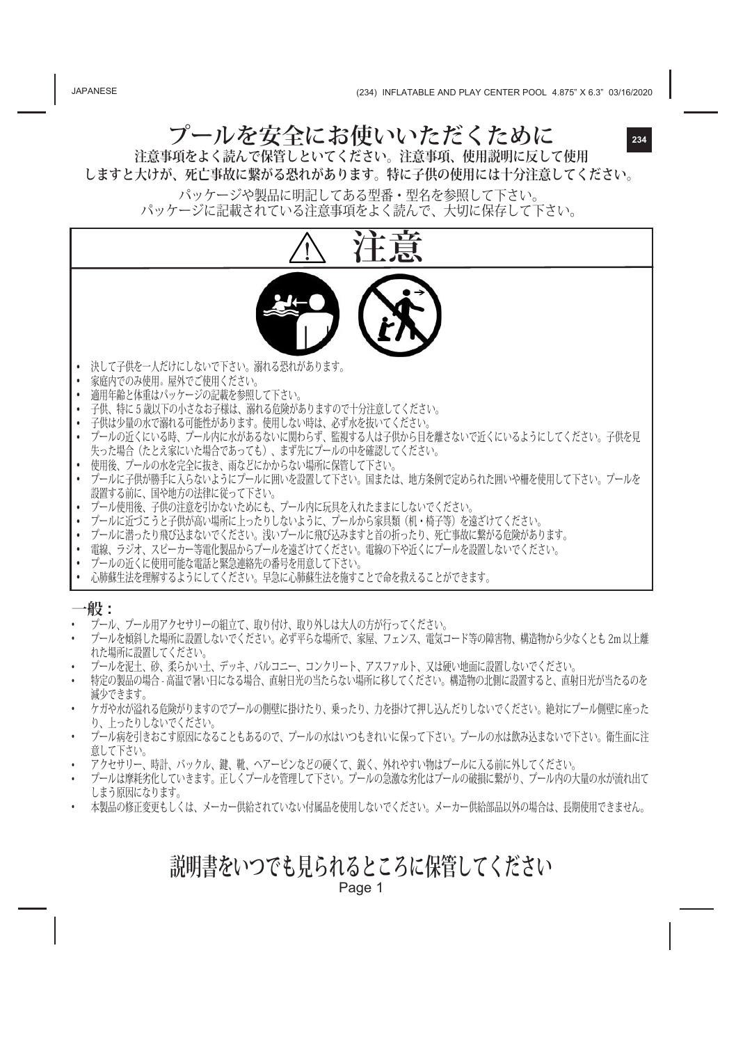# プールを安全にお使いいただくために

**注意事項をよく読んで保管しといてください。注意事項、使用説明に反して使用しますと大けが、死亡事故に繋がる恐れがあります。特に子供の使用には十分注意してください。**

パッケージや製品に明記してある型番・型名を参照して下さい。
パッケージに記載されている注意事項をよく読んで、大切に保存して下さい。

## ⚠ 注意

- 決して子供を一人だけにしないで下さい。溺れる恐れがあります。
- 家庭内でのみ使用。屋外でご使用ください。
- 適用年齢と体重はパッケージの記載を参照して下さい。
- 子供、特に 5 歳以下の小さなお子様は、溺れる危険がありますので十分注意してください。
- 子供は少量の水で溺れる可能性があります。使用しない時は、必ず水を抜いてください。
- プールの近くにいる時、プール内に水があるないに関わらず、監視する人は子供から目を離さないで近くにいるようにしてください。子供を見失った場合（たとえ家にいた場合であっても）、まず先にプールの中を確認してください。
- 使用後、プールの水を完全に抜き、雨などにかからない場所に保管して下さい。
- プールに子供が勝手に入らないようにプールに囲いを設置して下さい。国または、地方条例で定められた囲いや柵を使用して下さい。プールを設置する前に、国や地方の法律に従って下さい。
- プール使用後、子供の注意を引かないためにも、プール内に玩具を入れたままにしないでください。
- プールに近づこうと子供が高い場所に上ったりしないように、プールから家具類（机・椅子等）を遠ざけてください。
- プールに潜ったり飛び込まないでください。浅いプールに飛び込みますと首の折ったり、死亡事故に繋がる危険があります。
- 電線、ラジオ、スピーカー等電化製品からプールを遠ざけてください。電線の下や近くにプールを設置しないでください。
- プールの近くに使用可能な電話と緊急連絡先の番号を用意して下さい。
- 心肺蘇生法を理解するようにしてください。早急に心肺蘇生法を施すことで命を救えることができます。

## 一般：

- プール、プール用アクセサリーの組立て、取り付け、取り外しは大人の方が行ってください。
- プールを傾斜した場所に設置しないでください。必ず平らな場所で、家屋、フェンス、電気コード等の障害物、構造物から少なくとも 2m 以上離れた場所に設置してください。
- プールを泥土、砂、柔らかい土、デッキ、バルコニー、コンクリート、アスファルト、又は硬い地面に設置しないでください。
- 特定の製品の場合 - 高温で暑い日になる場合、直射日光の当たらない場所に移してください。構造物の北側に設置すると、直射日光が当たるのを減少できます。
- ケガや水が溢れる危険がりますのでプールの側壁に掛けたり、乗ったり、力を掛けて押し込んだりしないでください。絶対にプール側壁に座ったり、上ったりしないでください。
- プール病を引きおこす原因になることもあるので、プールの水はいつもきれいに保って下さい。プールの水は飲み込まないで下さい。衛生面に注意して下さい。
- アクセサリー、時計、バックル、鍵、靴、ヘアーピンなどの硬くて、鋭く、外れやすい物はプールに入る前に外してください。
- プールは摩耗劣化していきます。正しくプールを管理して下さい。プールの急激な劣化はプールの破損に繋がり、プール内の大量の水が流れ出てしまう原因になります。
- 本製品の修正変更もしくは、メーカー供給されていない付属品を使用しないでください。メーカー供給部品以外の場合は、長期使用できません。

## 説明書をいつでも見られるところに保管してください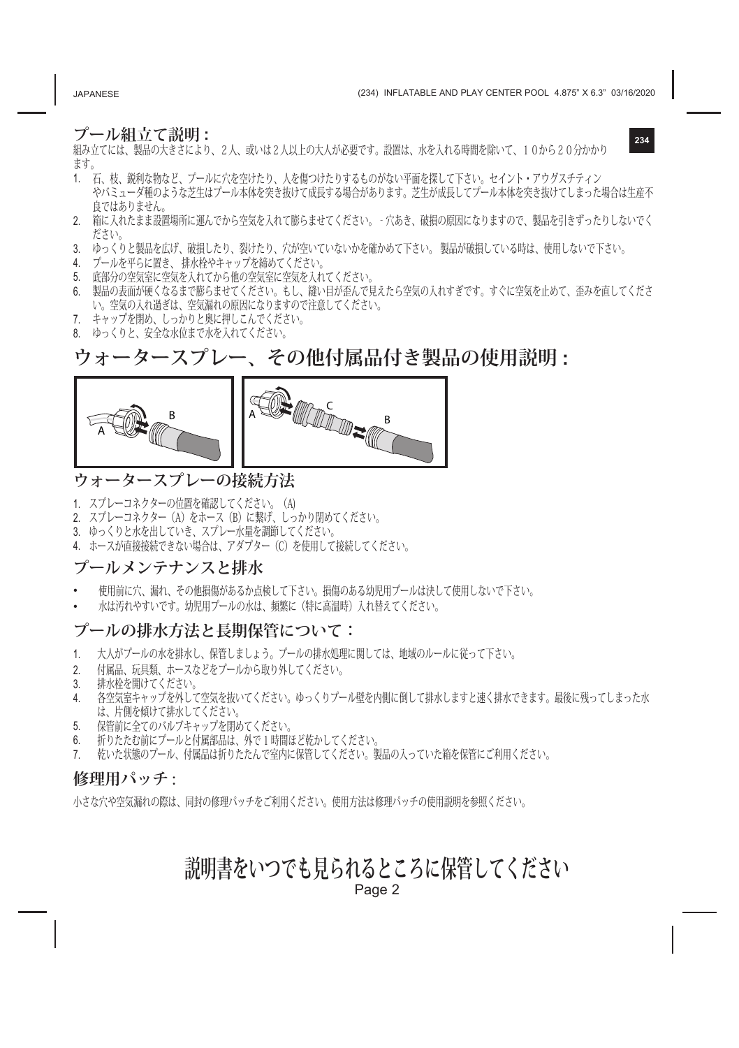## プール組立て説明：

組み立てには、製品の大きさにより、2人、或いは2人以上の大人が必要です。設置は、水を入れる時間を除いて、10から20分かかります。

1. 石、枝、鋭利な物など、プールに穴を空けたり、人を傷つけたりするものがない平面を探して下さい。セイント・アウグスチティンやバミューダ種のような芝生はプール本体を突き抜けて成長する場合があります。芝生が成長してプール本体を突き抜けてしまった場合は生産不良ではありません。
2. 箱に入れたまま設置場所に運んでから空気を入れて膨らませてください。-穴あき、破損の原因になりますので、製品を引きずったりしないでください。
3. ゆっくりと製品を広げ、破損したり、裂けたり、穴が空いていないかを確かめて下さい。製品が破損している時は、使用しないで下さい。
4. プールを平らに置き、排水栓やキャップを締めてください。
5. 底部分の空気室に空気を入れてから他の空気室に空気を入れてください。
6. 製品の表面が硬くなるまで膨らませてください。もし、縫い目が歪んで見えたら空気の入れすぎです。すぐに空気を止めて、歪みを直してください。空気の入れ過ぎは、空気漏れの原因になりますので注意してください。
7. キャップを閉め、しっかりと奥に押しこんでください。
8. ゆっくりと、安全な水位まで水を入れてください。

# ウォータースプレー、その他付属品付き製品の使用説明：

### ウォータースプレーの接続方法

1. スプレーコネクターの位置を確認してください。(A)
2. スプレーコネクター (A) をホース (B) に繋げ、しっかり閉めてください。
3. ゆっくりと水を出していき、スプレー水量を調節してください。
4. ホースが直接接続できない場合は、アダプター (C) を使用して接続してください。

### プールメンテナンスと排水

- 使用前に穴、漏れ、その他損傷があるか点検して下さい。損傷のある幼児用プールは決して使用しないで下さい。
- 水は汚れやすいです。幼児用プールの水は、頻繁に（特に高温時）入れ替えてください。

### プールの排水方法と長期保管について：

1. 大人がプールの水を排水し、保管しましょう。プールの排水処理に関しては、地域のルールに従って下さい。
2. 付属品、玩具類、ホースなどをプールから取り外してください。
3. 排水栓を開けてください。
4. 各空気室キャップを外して空気を抜いてください。ゆっくりプール壁を内側に倒して排水しますと速く排水できます。最後に残ってしまった水は、片側を傾けて排水してください。
5. 保管前に全てのバルブキャップを閉めてください。
6. 折りたたむ前にプールと付属部品は、外で1時間ほど乾かしてください。
7. 乾いた状態のプール、付属品は折りたたんで室内に保管してください。製品の入っていた箱を保管にご利用ください。

### 修理用パッチ：

小さな穴や空気漏れの際は、同封の修理パッチをご利用ください。使用方法は修理パッチの使用説明を参照ください。

**説明書をいつでも見られるところに保管してください**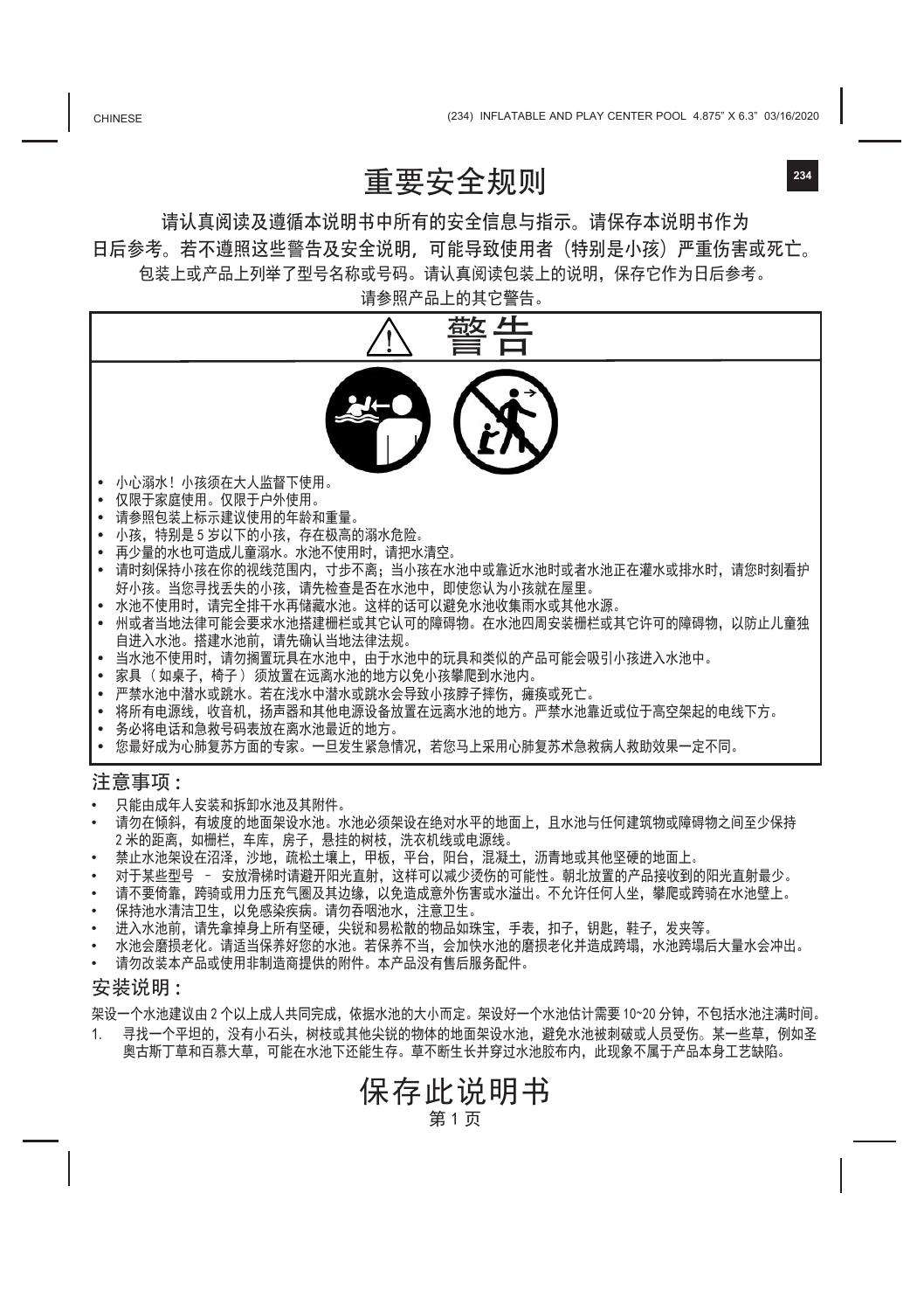# 重要安全规则

请认真阅读及遵循本说明书中所有的安全信息与指示。请保存本说明书作为日后参考。若不遵照这些警告及安全说明，可能导致使用者（特别是小孩）严重伤害或死亡。

包装上或产品上列举了型号名称或号码。请认真阅读包装上的说明，保存它作为日后参考。

请参照产品上的其它警告。

## ⚠ 警告

- 小心溺水！小孩须在大人监督下使用。
- 仅限于家庭使用。仅限于户外使用。
- 请参照包装上标示建议使用的年龄和重量。
- 小孩，特别是 5 岁以下的小孩，存在极高的溺水危险。
- 再少量的水也可造成儿童溺水。水池不使用时，请把水清空。
- 请时刻保持小孩在你的视线范围内，寸步不离；当小孩在水池中或靠近水池时或者水池正在灌水或排水时，请您时刻看护好小孩。当您寻找丢失的小孩，请先检查是否在水池中，即使您认为小孩就在屋里。
- 水池不使用时，请完全排干水再储藏水池。这样的话可以避免水池收集雨水或其他水源。
- 州或者当地法律可能会要求水池搭建栅栏或其它认可的障碍物。在水池四周安装栅栏或其它许可的障碍物，以防止儿童独自进入水池。搭建水池前，请先确认当地法律法规。
- 当水池不使用时，请勿搁置玩具在水池中，由于水池中的玩具和类似的产品可能会吸引小孩进入水池中。
- 家具（如桌子，椅子）须放置在远离水池的地方以免小孩攀爬到水池内。
- 严禁水池中潜水或跳水。若在浅水中潜水或跳水会导致小孩脖子摔伤，瘫痪或死亡。
- 将所有电源线，收音机，扬声器和其他电源设备放置在远离水池的地方。严禁水池靠近或位于高空架起的电线下方。
- 务必将电话和急救号码表放在离水池最近的地方。
- 您最好成为心肺复苏方面的专家。一旦发生紧急情况，若您马上采用心肺复苏术急救病人救助效果一定不同。

## 注意事项：

- 只能由成年人安装和拆卸水池及其附件。
- 请勿在倾斜，有坡度的地面架设水池。水池必须架设在绝对水平的地面上，且水池与任何建筑物或障碍物之间至少保持 2 米的距离，如栅栏，车库，房子，悬挂的树枝，洗衣机线或电源线。
- 禁止水池架设在沼泽，沙地，疏松土壤上，甲板，平台，阳台，混凝土，沥青地或其他坚硬的地面上。
- 对于某些型号 – 安放滑梯时请避开阳光直射，这样可以减少烫伤的可能性。朝北放置的产品接收到的阳光直射最少。
- 请不要倚靠，跨骑或用力压充气圈及其边缘，以免造成意外伤害或水溢出。不允许任何人坐，攀爬或跨骑在水池壁上。
- 保持池水清洁卫生，以免感染疾病。请勿吞咽池水，注意卫生。
- 进入水池前，请先拿掉身上所有坚硬，尖锐和易松散的物品如珠宝，手表，扣子，钥匙，鞋子，发夹等。
- 水池会磨损老化。请适当保养好您的水池。若保养不当，会加快水池的磨损老化并造成跨塌，水池跨塌后大量水会冲出。
- 请勿改装本产品或使用非制造商提供的附件。本产品没有售后服务配件。

## 安装说明：

架设一个水池建议由 2 个以上成人共同完成，依据水池的大小而定。架设好一个水池估计需要 10~20 分钟，不包括水池注满时间。

1. 寻找一个平坦的，没有小石头，树枝或其他尖锐的物体的地面架设水池，避免水池被刺破或人员受伤。某一些草，例如圣奥古斯丁草和百慕大草，可能在水池下还能生存。草不断生长并穿过水池胶布内，此现象不属于产品本身工艺缺陷。

# 保存此说明书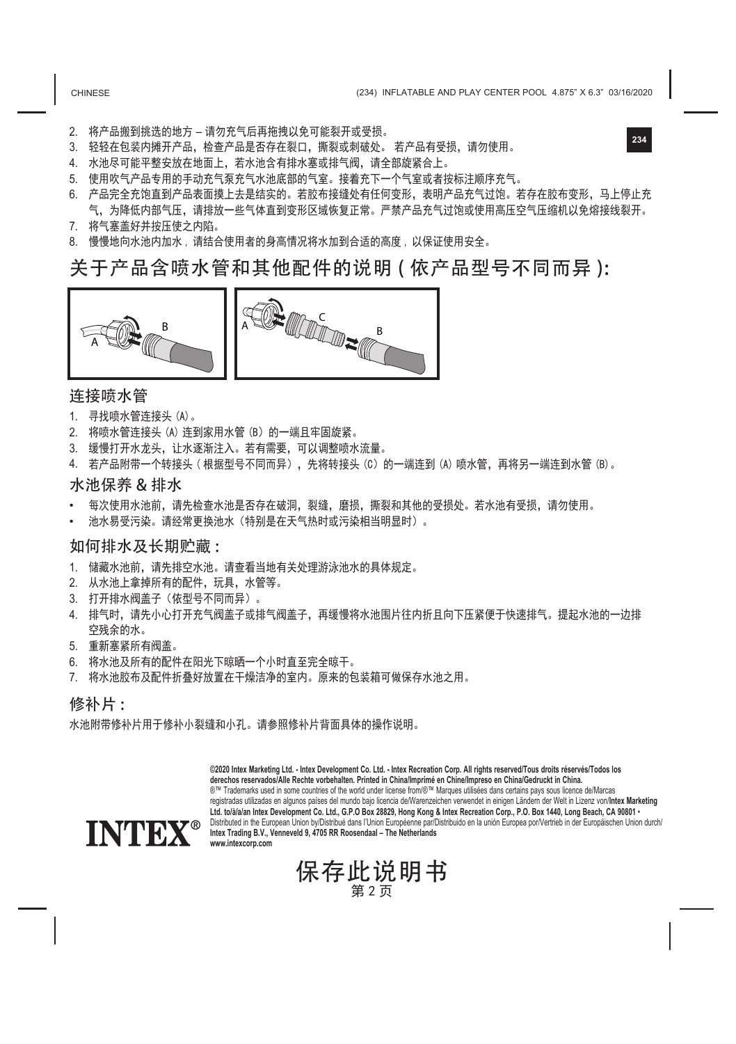2. 将产品搬到挑选的地方 – 请勿充气后再拖拽以免可能裂开或受损。
3. 轻轻在包装内摊开产品，检查产品是否存在裂口，撕裂或刺破处。 若产品有受损，请勿使用。
4. 水池尽可能平整安放在地面上，若水池含有排水塞或排气阀，请全部旋紧合上。
5. 使用吹气产品专用的手动充气泵充气水池底部的气室。接着充下一个气室或者按标注顺序充气。
6. 产品完全充饱直到产品表面摸上去是结实的。若胶布接缝处有任何变形，表明产品充气过饱。若存在胶布变形，马上停止充气，为降低内部气压，请排放一些气体直到变形区域恢复正常。严禁产品充气过饱或使用高压空气压缩机以免熔接线裂开。
7. 将气塞盖好并按压使之内陷。
8. 慢慢地向水池内加水，请结合使用者的身高情况将水加到合适的高度，以保证使用安全。

# 关于产品含喷水管和其他配件的说明 ( 依产品型号不同而异 ):

A B

A C B

## 连接喷水管

1. 寻找喷水管连接头 (A)。
2. 将喷水管连接头 (A) 连到家用水管 (B) 的一端且牢固旋紧。
3. 缓慢打开水龙头，让水逐渐注入。若有需要，可以调整喷水流量。
4. 若产品附带一个转接头 ( 根据型号不同而异 )，先将转接头 (C) 的一端连到 (A) 喷水管，再将另一端连到水管 (B)。

## 水池保养 & 排水

- 每次使用水池前，请先检查水池是否存在破洞，裂缝，磨损，撕裂和其他的受损处。若水池有受损，请勿使用。
- 池水易受污染。请经常更换池水（特别是在天气热时或污染相当明显时）。

## 如何排水及长期贮藏 :

1. 储藏水池前，请先排空水池。请查看当地有关处理游泳池水的具体规定。
2. 从水池上拿掉所有的配件，玩具，水管等。
3. 打开排水阀盖子（依型号不同而异）。
4. 排气时，请先小心打开充气阀盖子或排气阀盖子，再缓慢将水池围片往内折且向下压紧便于快速排气。提起水池的一边排空残余的水。
5. 重新塞紧所有阀盖。
6. 将水池及所有的配件在阳光下晾晒一个小时直至完全晾干。
7. 将水池胶布及配件折叠好放置在干燥洁净的室内。原来的包装箱可做保存水池之用。

## 修补片 :

水池附带修补片用于修补小裂缝和小孔。请参照修补片背面具体的操作说明。

**©2020 Intex Marketing Ltd. - Intex Development Co. Ltd. - Intex Recreation Corp. All rights reserved/Tous droits réservés/Todos los derechos reservados/Alle Rechte vorbehalten. Printed in China/Imprimé en Chine/Impreso en China/Gedruckt in China.**
®™ Trademarks used in some countries of the world under license from/®™ Marques utilisées dans certains pays sous licence de/Marcas registradas utilizadas en algunos países del mundo bajo licencia de/Warenzeichen verwendet in einigen Ländern der Welt in Lizenz von/**Intex Marketing Ltd. to/à/a/an Intex Development Co. Ltd., G.P.O Box 28829, Hong Kong & Intex Recreation Corp., P.O. Box 1440, Long Beach, CA 90801 •**
Distributed in the European Union by/Distribué dans l'Union Européenne par/Distribuido en la unión Europea por/Vertrieb in der Europäischen Union durch/ **Intex Trading B.V., Venneveld 9, 4705 RR Roosendaal – The Netherlands**
**www.intexcorp.com**

INTEX®

保存此说明书